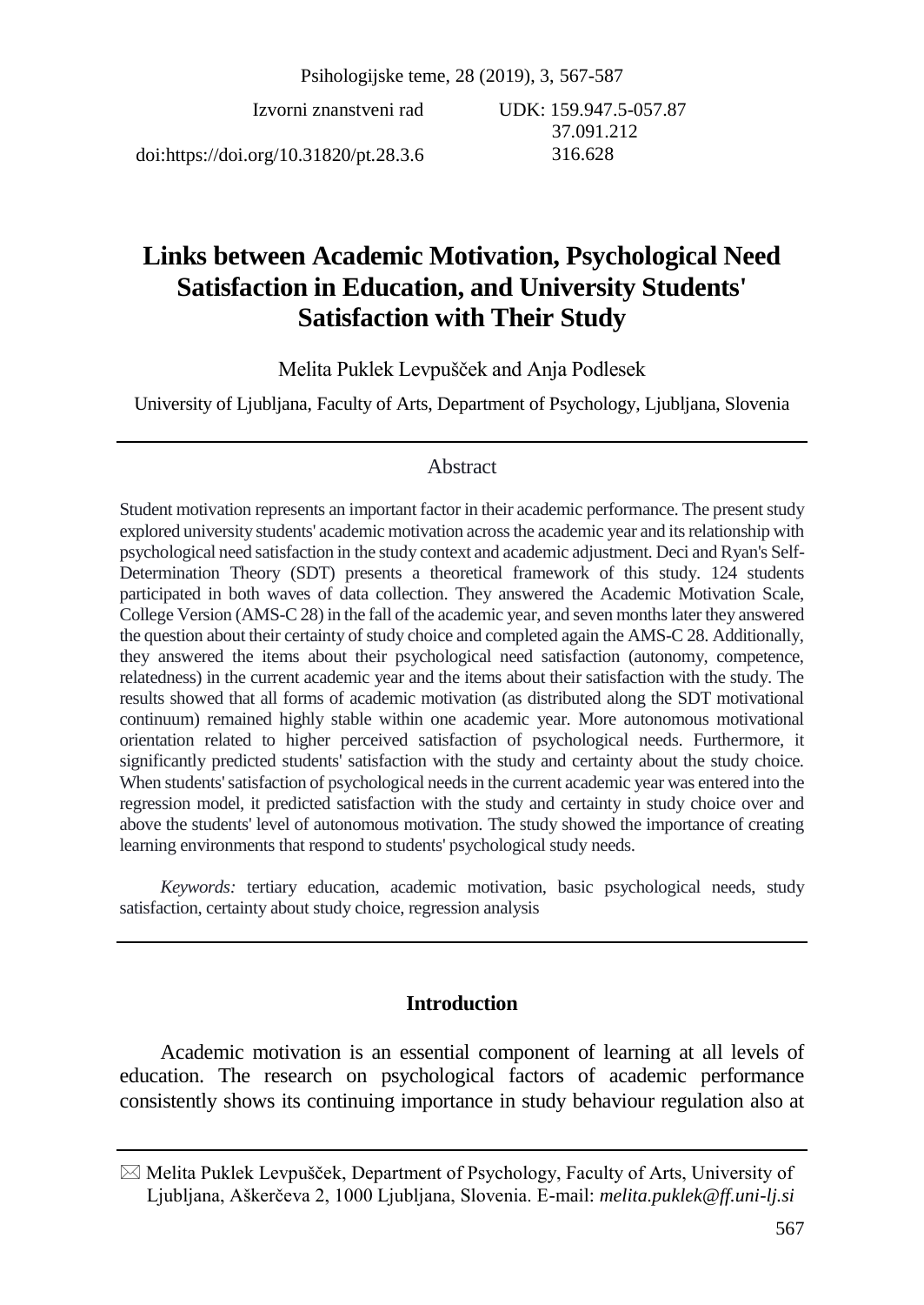Izvorni znanstveni rad

doi:https://doi.org/10.31820/pt.28.3.6

UDK: 159.947.5-057.87
37.091.212
316.628

# Links between Academic Motivation, Psychological Need Satisfaction in Education, and University Students' Satisfaction with Their Study

Melita Puklek Levpušček and Anja Podlesek

University of Ljubljana, Faculty of Arts, Department of Psychology, Ljubljana, Slovenia

## Abstract

Student motivation represents an important factor in their academic performance. The present study explored university students' academic motivation across the academic year and its relationship with psychological need satisfaction in the study context and academic adjustment. Deci and Ryan's Self-Determination Theory (SDT) presents a theoretical framework of this study. 124 students participated in both waves of data collection. They answered the Academic Motivation Scale, College Version (AMS-C 28) in the fall of the academic year, and seven months later they answered the question about their certainty of study choice and completed again the AMS-C 28. Additionally, they answered the items about their psychological need satisfaction (autonomy, competence, relatedness) in the current academic year and the items about their satisfaction with the study. The results showed that all forms of academic motivation (as distributed along the SDT motivational continuum) remained highly stable within one academic year. More autonomous motivational orientation related to higher perceived satisfaction of psychological needs. Furthermore, it significantly predicted students' satisfaction with the study and certainty about the study choice. When students' satisfaction of psychological needs in the current academic year was entered into the regression model, it predicted satisfaction with the study and certainty in study choice over and above the students' level of autonomous motivation. The study showed the importance of creating learning environments that respond to students' psychological study needs.

*Keywords:* tertiary education, academic motivation, basic psychological needs, study satisfaction, certainty about study choice, regression analysis

## Introduction

Academic motivation is an essential component of learning at all levels of education. The research on psychological factors of academic performance consistently shows its continuing importance in study behaviour regulation also at

✉ Melita Puklek Levpušček, Department of Psychology, Faculty of Arts, University of Ljubljana, Aškerčeva 2, 1000 Ljubljana, Slovenia. E-mail: *melita.puklek@ff.uni-lj.si*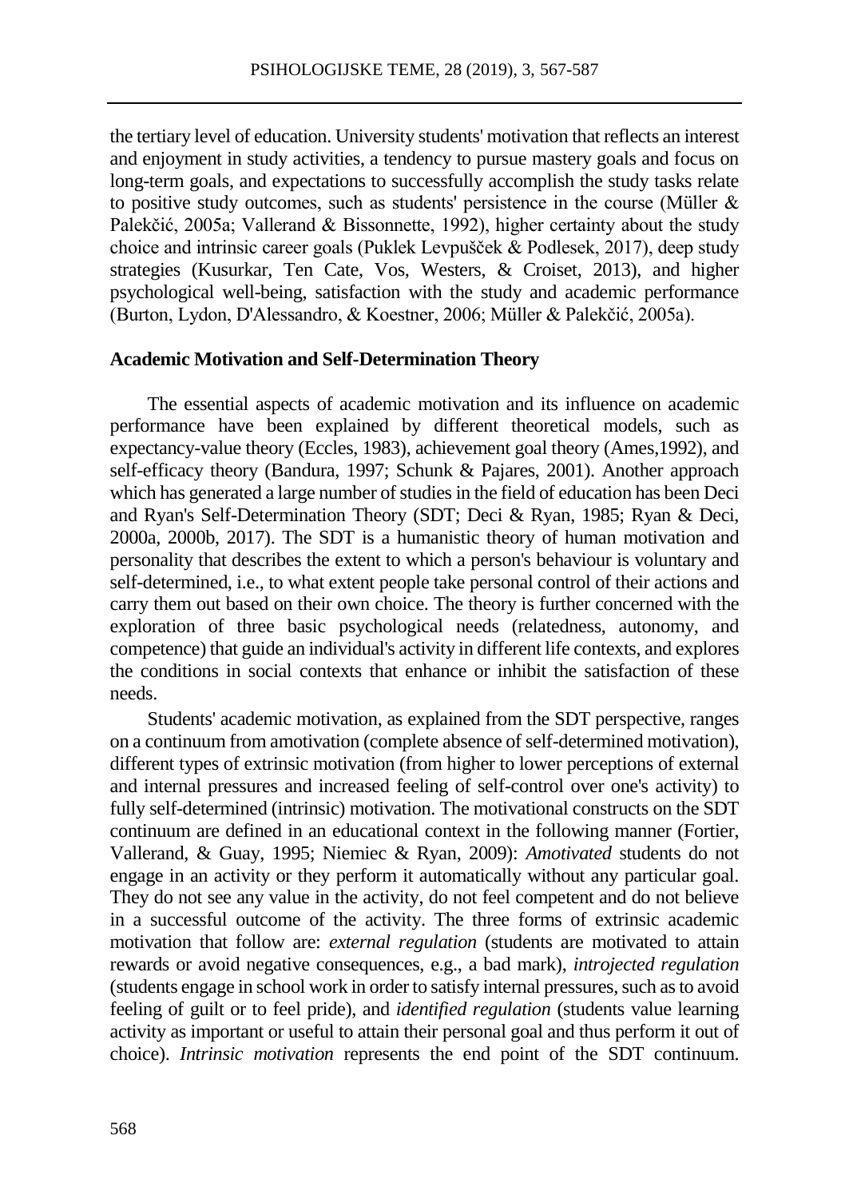the tertiary level of education. University students' motivation that reflects an interest and enjoyment in study activities, a tendency to pursue mastery goals and focus on long-term goals, and expectations to successfully accomplish the study tasks relate to positive study outcomes, such as students' persistence in the course (Müller & Palekčić, 2005a; Vallerand & Bissonnette, 1992), higher certainty about the study choice and intrinsic career goals (Puklek Levpušček & Podlesek, 2017), deep study strategies (Kusurkar, Ten Cate, Vos, Westers, & Croiset, 2013), and higher psychological well-being, satisfaction with the study and academic performance (Burton, Lydon, D'Alessandro, & Koestner, 2006; Müller & Palekčić, 2005a).

## Academic Motivation and Self-Determination Theory

The essential aspects of academic motivation and its influence on academic performance have been explained by different theoretical models, such as expectancy-value theory (Eccles, 1983), achievement goal theory (Ames,1992), and self-efficacy theory (Bandura, 1997; Schunk & Pajares, 2001). Another approach which has generated a large number of studies in the field of education has been Deci and Ryan's Self-Determination Theory (SDT; Deci & Ryan, 1985; Ryan & Deci, 2000a, 2000b, 2017). The SDT is a humanistic theory of human motivation and personality that describes the extent to which a person's behaviour is voluntary and self-determined, i.e., to what extent people take personal control of their actions and carry them out based on their own choice. The theory is further concerned with the exploration of three basic psychological needs (relatedness, autonomy, and competence) that guide an individual's activity in different life contexts, and explores the conditions in social contexts that enhance or inhibit the satisfaction of these needs.

Students' academic motivation, as explained from the SDT perspective, ranges on a continuum from amotivation (complete absence of self-determined motivation), different types of extrinsic motivation (from higher to lower perceptions of external and internal pressures and increased feeling of self-control over one's activity) to fully self-determined (intrinsic) motivation. The motivational constructs on the SDT continuum are defined in an educational context in the following manner (Fortier, Vallerand, & Guay, 1995; Niemiec & Ryan, 2009): *Amotivated* students do not engage in an activity or they perform it automatically without any particular goal. They do not see any value in the activity, do not feel competent and do not believe in a successful outcome of the activity. The three forms of extrinsic academic motivation that follow are: *external regulation* (students are motivated to attain rewards or avoid negative consequences, e.g., a bad mark), *introjected regulation* (students engage in school work in order to satisfy internal pressures, such as to avoid feeling of guilt or to feel pride), and *identified regulation* (students value learning activity as important or useful to attain their personal goal and thus perform it out of choice). *Intrinsic motivation* represents the end point of the SDT continuum.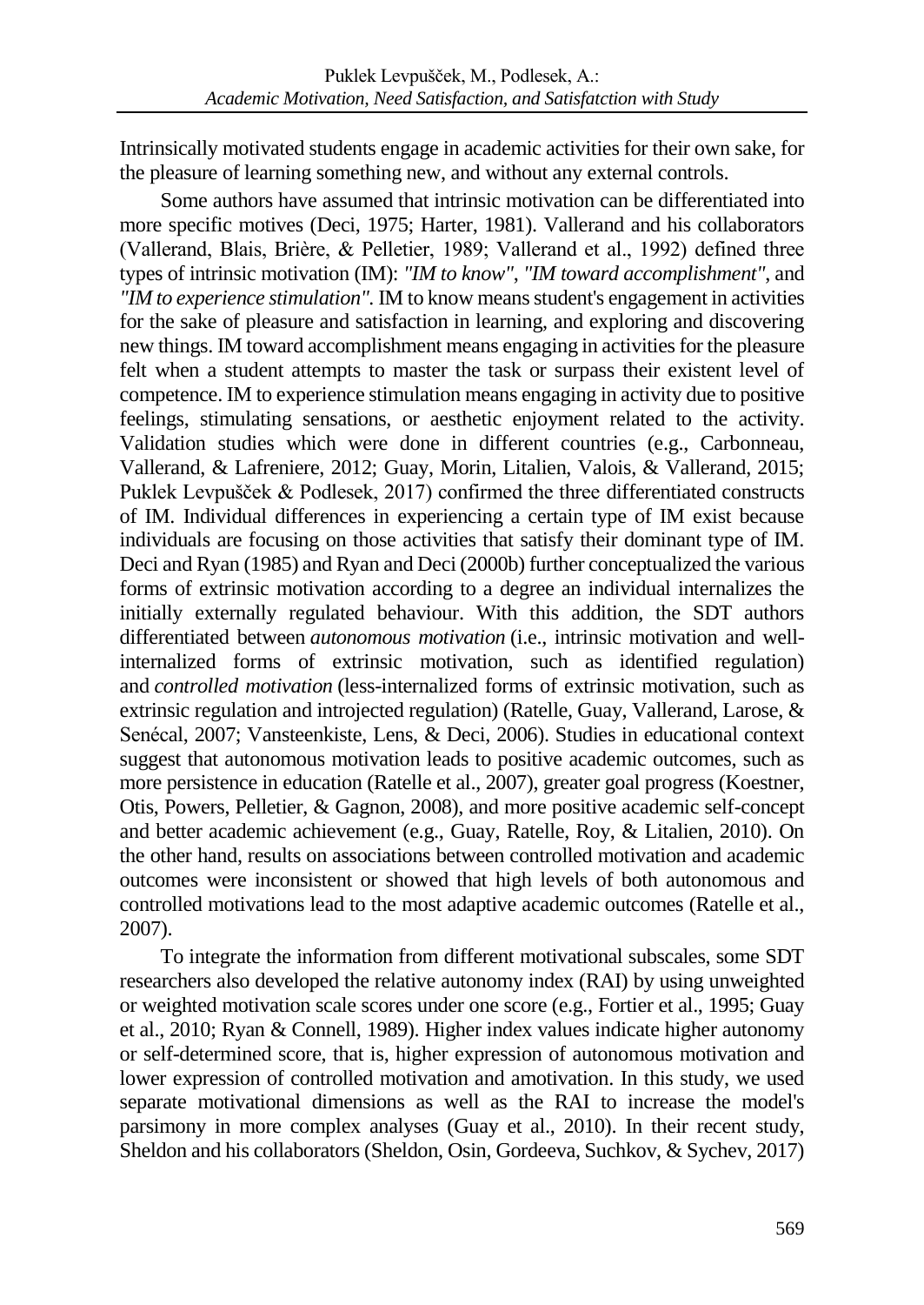Intrinsically motivated students engage in academic activities for their own sake, for the pleasure of learning something new, and without any external controls.

Some authors have assumed that intrinsic motivation can be differentiated into more specific motives (Deci, 1975; Harter, 1981). Vallerand and his collaborators (Vallerand, Blais, Brière, & Pelletier, 1989; Vallerand et al., 1992) defined three types of intrinsic motivation (IM): *"IM to know"*, *"IM toward accomplishment"*, and *"IM to experience stimulation"*. IM to know means student's engagement in activities for the sake of pleasure and satisfaction in learning, and exploring and discovering new things. IM toward accomplishment means engaging in activities for the pleasure felt when a student attempts to master the task or surpass their existent level of competence. IM to experience stimulation means engaging in activity due to positive feelings, stimulating sensations, or aesthetic enjoyment related to the activity. Validation studies which were done in different countries (e.g., Carbonneau, Vallerand, & Lafreniere, 2012; Guay, Morin, Litalien, Valois, & Vallerand, 2015; Puklek Levpušček & Podlesek, 2017) confirmed the three differentiated constructs of IM. Individual differences in experiencing a certain type of IM exist because individuals are focusing on those activities that satisfy their dominant type of IM. Deci and Ryan (1985) and Ryan and Deci (2000b) further conceptualized the various forms of extrinsic motivation according to a degree an individual internalizes the initially externally regulated behaviour. With this addition, the SDT authors differentiated between *autonomous motivation* (i.e., intrinsic motivation and well-internalized forms of extrinsic motivation, such as identified regulation) and *controlled motivation* (less-internalized forms of extrinsic motivation, such as extrinsic regulation and introjected regulation) (Ratelle, Guay, Vallerand, Larose, & Senécal, 2007; Vansteenkiste, Lens, & Deci, 2006). Studies in educational context suggest that autonomous motivation leads to positive academic outcomes, such as more persistence in education (Ratelle et al., 2007), greater goal progress (Koestner, Otis, Powers, Pelletier, & Gagnon, 2008), and more positive academic self-concept and better academic achievement (e.g., Guay, Ratelle, Roy, & Litalien, 2010). On the other hand, results on associations between controlled motivation and academic outcomes were inconsistent or showed that high levels of both autonomous and controlled motivations lead to the most adaptive academic outcomes (Ratelle et al., 2007).

To integrate the information from different motivational subscales, some SDT researchers also developed the relative autonomy index (RAI) by using unweighted or weighted motivation scale scores under one score (e.g., Fortier et al., 1995; Guay et al., 2010; Ryan & Connell, 1989). Higher index values indicate higher autonomy or self-determined score, that is, higher expression of autonomous motivation and lower expression of controlled motivation and amotivation. In this study, we used separate motivational dimensions as well as the RAI to increase the model's parsimony in more complex analyses (Guay et al., 2010). In their recent study, Sheldon and his collaborators (Sheldon, Osin, Gordeeva, Suchkov, & Sychev, 2017)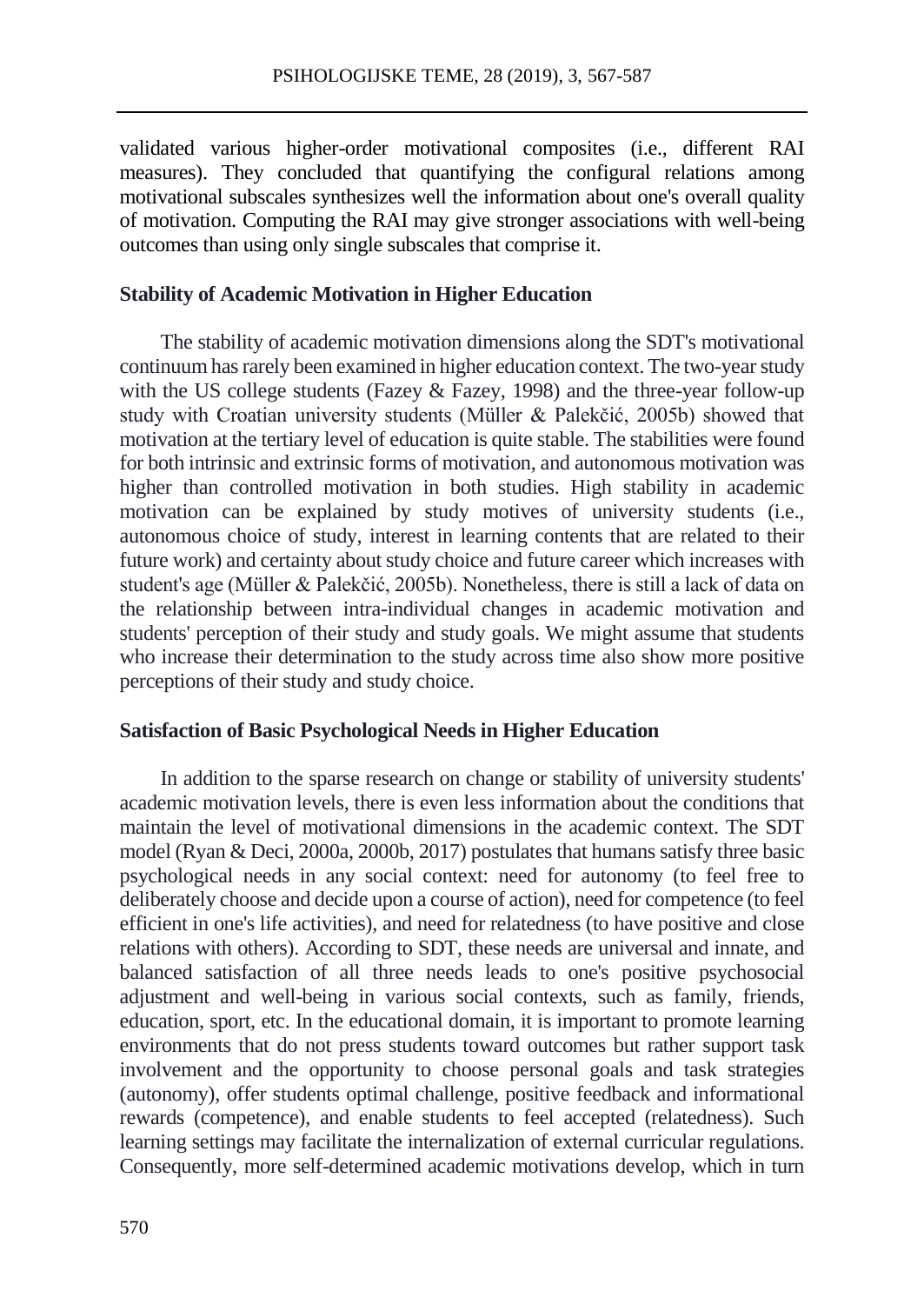validated various higher-order motivational composites (i.e., different RAI measures). They concluded that quantifying the configural relations among motivational subscales synthesizes well the information about one's overall quality of motivation. Computing the RAI may give stronger associations with well-being outcomes than using only single subscales that comprise it.

### Stability of Academic Motivation in Higher Education

The stability of academic motivation dimensions along the SDT's motivational continuum has rarely been examined in higher education context. The two-year study with the US college students (Fazey & Fazey, 1998) and the three-year follow-up study with Croatian university students (Müller & Palekčić, 2005b) showed that motivation at the tertiary level of education is quite stable. The stabilities were found for both intrinsic and extrinsic forms of motivation, and autonomous motivation was higher than controlled motivation in both studies. High stability in academic motivation can be explained by study motives of university students (i.e., autonomous choice of study, interest in learning contents that are related to their future work) and certainty about study choice and future career which increases with student's age (Müller & Palekčić, 2005b). Nonetheless, there is still a lack of data on the relationship between intra-individual changes in academic motivation and students' perception of their study and study goals. We might assume that students who increase their determination to the study across time also show more positive perceptions of their study and study choice.

### Satisfaction of Basic Psychological Needs in Higher Education

In addition to the sparse research on change or stability of university students' academic motivation levels, there is even less information about the conditions that maintain the level of motivational dimensions in the academic context. The SDT model (Ryan & Deci, 2000a, 2000b, 2017) postulates that humans satisfy three basic psychological needs in any social context: need for autonomy (to feel free to deliberately choose and decide upon a course of action), need for competence (to feel efficient in one's life activities), and need for relatedness (to have positive and close relations with others). According to SDT, these needs are universal and innate, and balanced satisfaction of all three needs leads to one's positive psychosocial adjustment and well-being in various social contexts, such as family, friends, education, sport, etc. In the educational domain, it is important to promote learning environments that do not press students toward outcomes but rather support task involvement and the opportunity to choose personal goals and task strategies (autonomy), offer students optimal challenge, positive feedback and informational rewards (competence), and enable students to feel accepted (relatedness). Such learning settings may facilitate the internalization of external curricular regulations. Consequently, more self-determined academic motivations develop, which in turn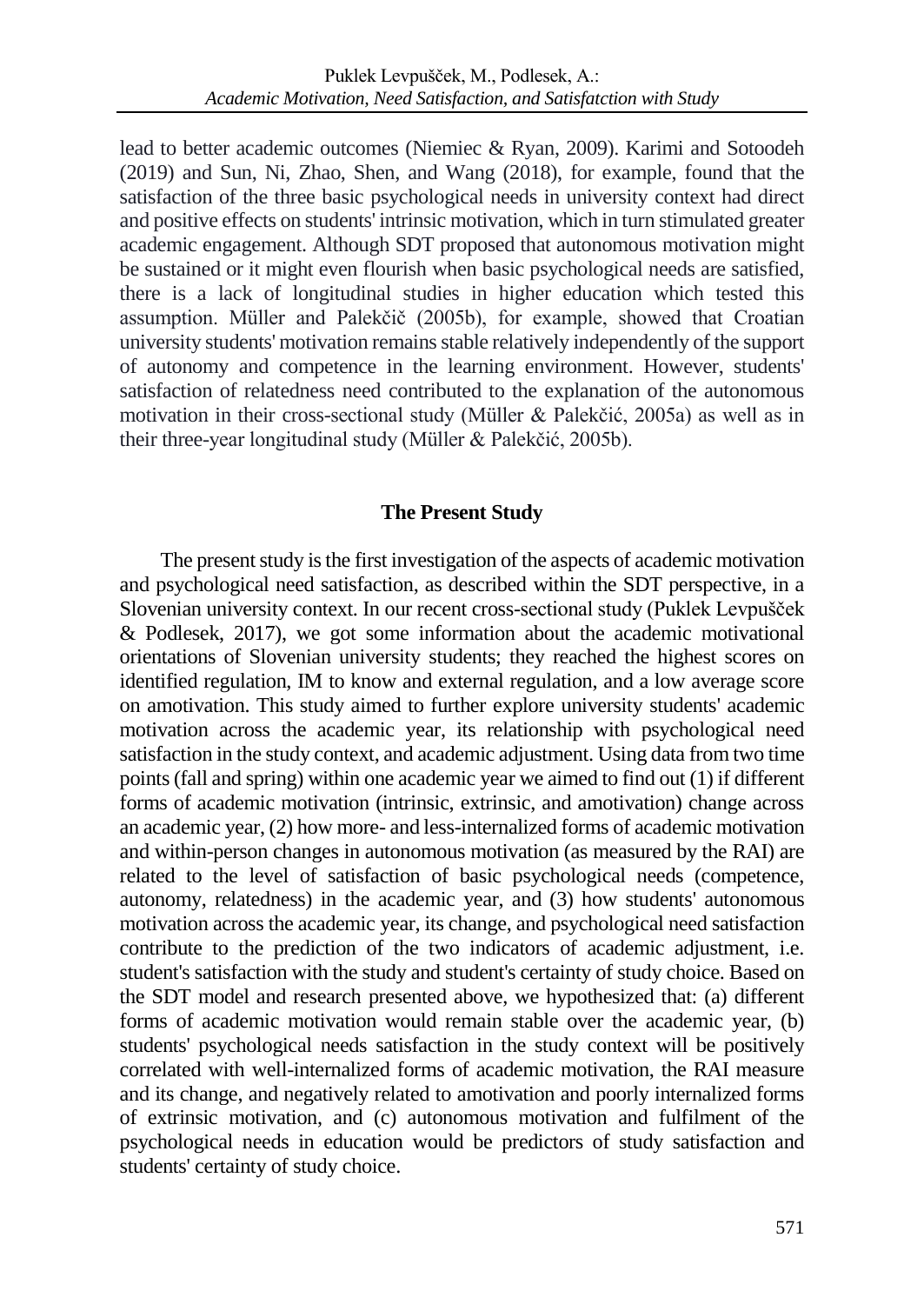lead to better academic outcomes (Niemiec & Ryan, 2009). Karimi and Sotoodeh (2019) and Sun, Ni, Zhao, Shen, and Wang (2018), for example, found that the satisfaction of the three basic psychological needs in university context had direct and positive effects on students' intrinsic motivation, which in turn stimulated greater academic engagement. Although SDT proposed that autonomous motivation might be sustained or it might even flourish when basic psychological needs are satisfied, there is a lack of longitudinal studies in higher education which tested this assumption. Müller and Palekčič (2005b), for example, showed that Croatian university students' motivation remains stable relatively independently of the support of autonomy and competence in the learning environment. However, students' satisfaction of relatedness need contributed to the explanation of the autonomous motivation in their cross-sectional study (Müller & Palekčić, 2005a) as well as in their three-year longitudinal study (Müller & Palekčić, 2005b).

## The Present Study

The present study is the first investigation of the aspects of academic motivation and psychological need satisfaction, as described within the SDT perspective, in a Slovenian university context. In our recent cross-sectional study (Puklek Levpušček & Podlesek, 2017), we got some information about the academic motivational orientations of Slovenian university students; they reached the highest scores on identified regulation, IM to know and external regulation, and a low average score on amotivation. This study aimed to further explore university students' academic motivation across the academic year, its relationship with psychological need satisfaction in the study context, and academic adjustment. Using data from two time points (fall and spring) within one academic year we aimed to find out (1) if different forms of academic motivation (intrinsic, extrinsic, and amotivation) change across an academic year, (2) how more- and less-internalized forms of academic motivation and within-person changes in autonomous motivation (as measured by the RAI) are related to the level of satisfaction of basic psychological needs (competence, autonomy, relatedness) in the academic year, and (3) how students' autonomous motivation across the academic year, its change, and psychological need satisfaction contribute to the prediction of the two indicators of academic adjustment, i.e. student's satisfaction with the study and student's certainty of study choice. Based on the SDT model and research presented above, we hypothesized that: (a) different forms of academic motivation would remain stable over the academic year, (b) students' psychological needs satisfaction in the study context will be positively correlated with well-internalized forms of academic motivation, the RAI measure and its change, and negatively related to amotivation and poorly internalized forms of extrinsic motivation, and (c) autonomous motivation and fulfilment of the psychological needs in education would be predictors of study satisfaction and students' certainty of study choice.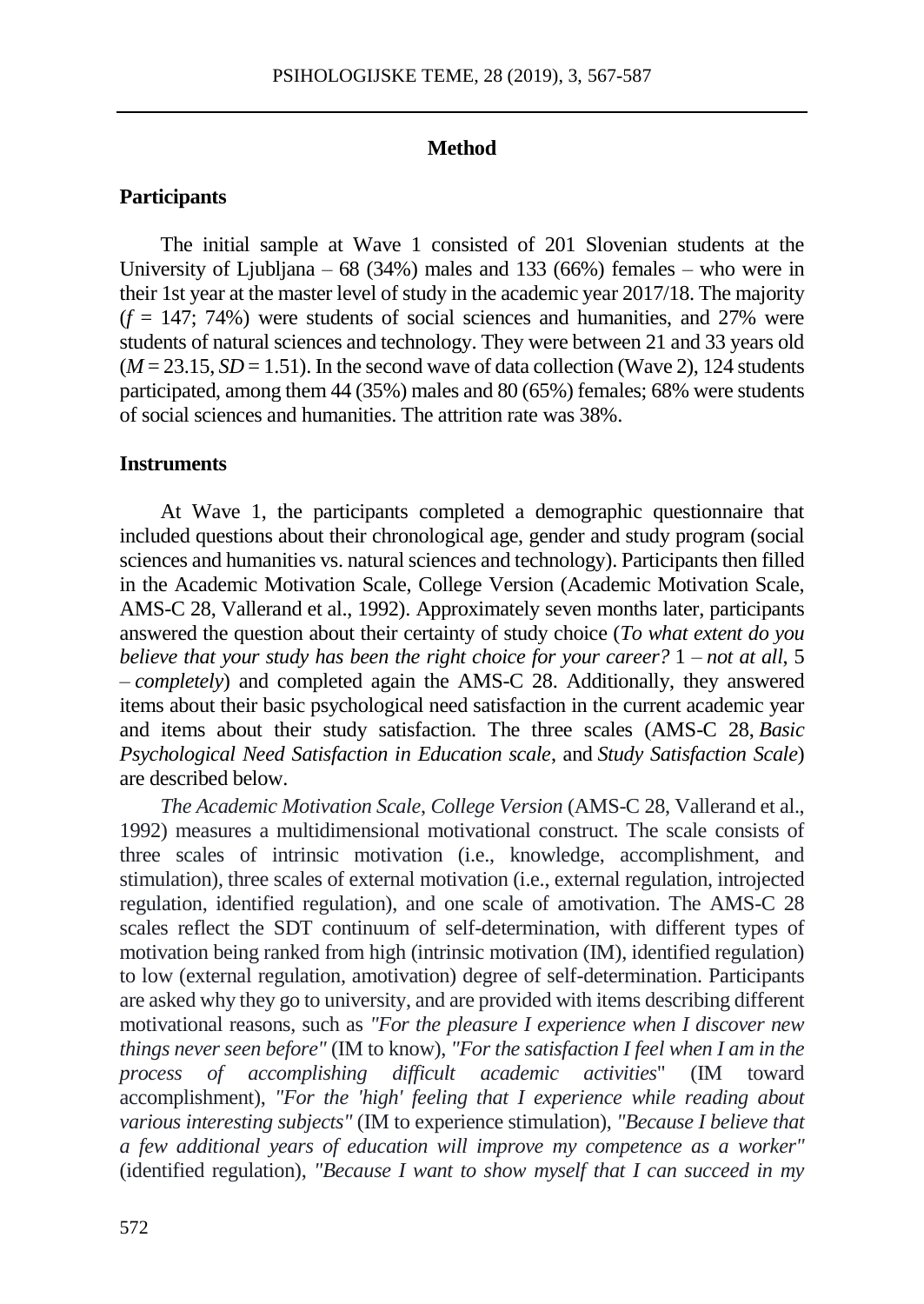## Method

### Participants

The initial sample at Wave 1 consisted of 201 Slovenian students at the University of Ljubljana – 68 (34%) males and 133 (66%) females – who were in their 1st year at the master level of study in the academic year 2017/18. The majority ($f$ = 147; 74%) were students of social sciences and humanities, and 27% were students of natural sciences and technology. They were between 21 and 33 years old ($M$ = 23.15, $SD$ = 1.51). In the second wave of data collection (Wave 2), 124 students participated, among them 44 (35%) males and 80 (65%) females; 68% were students of social sciences and humanities. The attrition rate was 38%.

### Instruments

At Wave 1, the participants completed a demographic questionnaire that included questions about their chronological age, gender and study program (social sciences and humanities vs. natural sciences and technology). Participants then filled in the Academic Motivation Scale, College Version (Academic Motivation Scale, AMS-C 28, Vallerand et al., 1992). Approximately seven months later, participants answered the question about their certainty of study choice (***To what extent do you believe that your study has been the right choice for your career?*** 1 – *not at all*, 5 – *completely*) and completed again the AMS-C 28. Additionally, they answered items about their basic psychological need satisfaction in the current academic year and items about their study satisfaction. The three scales (AMS-C 28, *Basic Psychological Need Satisfaction in Education scale*, and *Study Satisfaction Scale*) are described below.

*The Academic Motivation Scale, College Version* (AMS-C 28, Vallerand et al., 1992) measures a multidimensional motivational construct. The scale consists of three scales of intrinsic motivation (i.e., knowledge, accomplishment, and stimulation), three scales of external motivation (i.e., external regulation, introjected regulation, identified regulation), and one scale of amotivation. The AMS-C 28 scales reflect the SDT continuum of self-determination, with different types of motivation being ranked from high (intrinsic motivation (IM), identified regulation) to low (external regulation, amotivation) degree of self-determination. Participants are asked why they go to university, and are provided with items describing different motivational reasons, such as *"For the pleasure I experience when I discover new things never seen before"* (IM to know), *"For the satisfaction I feel when I am in the process of accomplishing difficult academic activities"* (IM toward accomplishment), *"For the 'high' feeling that I experience while reading about various interesting subjects"* (IM to experience stimulation), *"Because I believe that a few additional years of education will improve my competence as a worker"* (identified regulation), *"Because I want to show myself that I can succeed in my*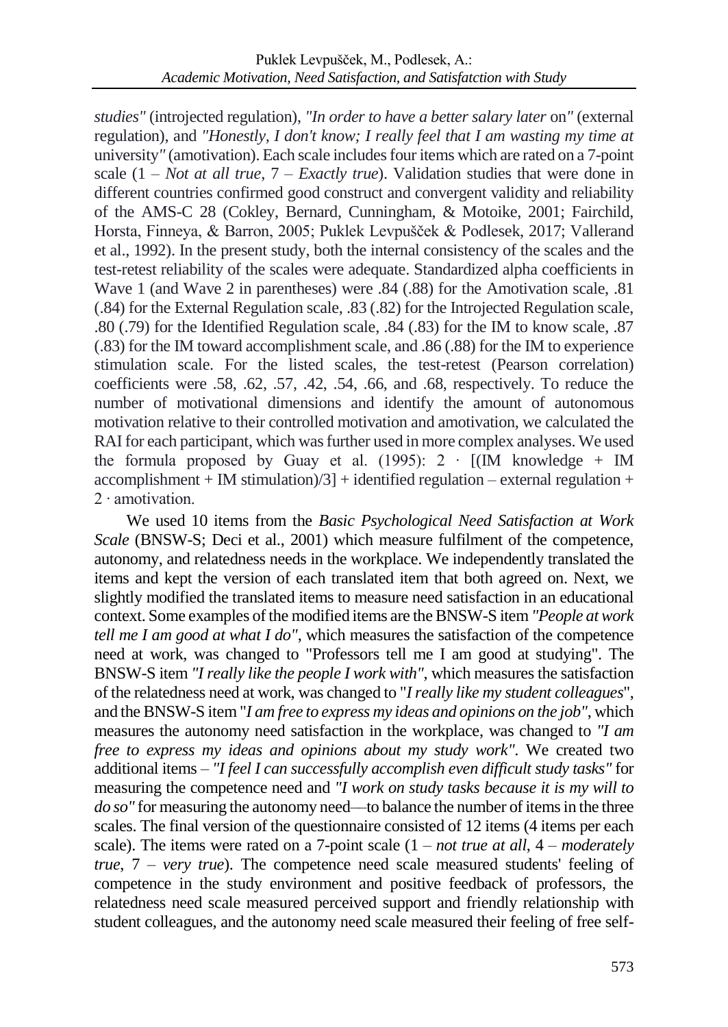*studies"* (introjected regulation), *"In order to have a better salary later* on*"* (external regulation), and *"Honestly, I don't know; I really feel that I am wasting my time at* university*"* (amotivation). Each scale includes four items which are rated on a 7-point scale (1 – *Not at all true*, 7 – *Exactly true*). Validation studies that were done in different countries confirmed good construct and convergent validity and reliability of the AMS-C 28 (Cokley, Bernard, Cunningham, & Motoike, 2001; Fairchild, Horsta, Finneya, & Barron, 2005; Puklek Levpušček & Podlesek, 2017; Vallerand et al., 1992). In the present study, both the internal consistency of the scales and the test-retest reliability of the scales were adequate. Standardized alpha coefficients in Wave 1 (and Wave 2 in parentheses) were .84 (.88) for the Amotivation scale, .81 (.84) for the External Regulation scale, .83 (.82) for the Introjected Regulation scale, .80 (.79) for the Identified Regulation scale, .84 (.83) for the IM to know scale, .87 (.83) for the IM toward accomplishment scale, and .86 (.88) for the IM to experience stimulation scale. For the listed scales, the test-retest (Pearson correlation) coefficients were .58, .62, .57, .42, .54, .66, and .68, respectively. To reduce the number of motivational dimensions and identify the amount of autonomous motivation relative to their controlled motivation and amotivation, we calculated the RAI for each participant, which was further used in more complex analyses. We used the formula proposed by Guay et al. (1995): $2 \cdot [(\text{IM knowledge} + \text{IM accomplishment} + \text{IM stimulation})/3] + \text{identified regulation} - \text{external regulation} + 2 \cdot \text{amotivation}$.

We used 10 items from the *Basic Psychological Need Satisfaction at Work Scale* (BNSW-S; Deci et al., 2001) which measure fulfilment of the competence, autonomy, and relatedness needs in the workplace. We independently translated the items and kept the version of each translated item that both agreed on. Next, we slightly modified the translated items to measure need satisfaction in an educational context. Some examples of the modified items are the BNSW-S item *"People at work tell me I am good at what I do"*, which measures the satisfaction of the competence need at work, was changed to "Professors tell me I am good at studying". The BNSW-S item *"I really like the people I work with"*, which measures the satisfaction of the relatedness need at work, was changed to "*I really like my student colleagues*", and the BNSW-S item "*I am free to express my ideas and opinions on the job"*, which measures the autonomy need satisfaction in the workplace, was changed to *"I am free to express my ideas and opinions about my study work"*. We created two additional items – *"I feel I can successfully accomplish even difficult study tasks"* for measuring the competence need and *"I work on study tasks because it is my will to do so"* for measuring the autonomy need—to balance the number of items in the three scales. The final version of the questionnaire consisted of 12 items (4 items per each scale). The items were rated on a 7-point scale (1 – *not true at all*, 4 – *moderately true*, 7 – *very true*). The competence need scale measured students' feeling of competence in the study environment and positive feedback of professors, the relatedness need scale measured perceived support and friendly relationship with student colleagues, and the autonomy need scale measured their feeling of free self-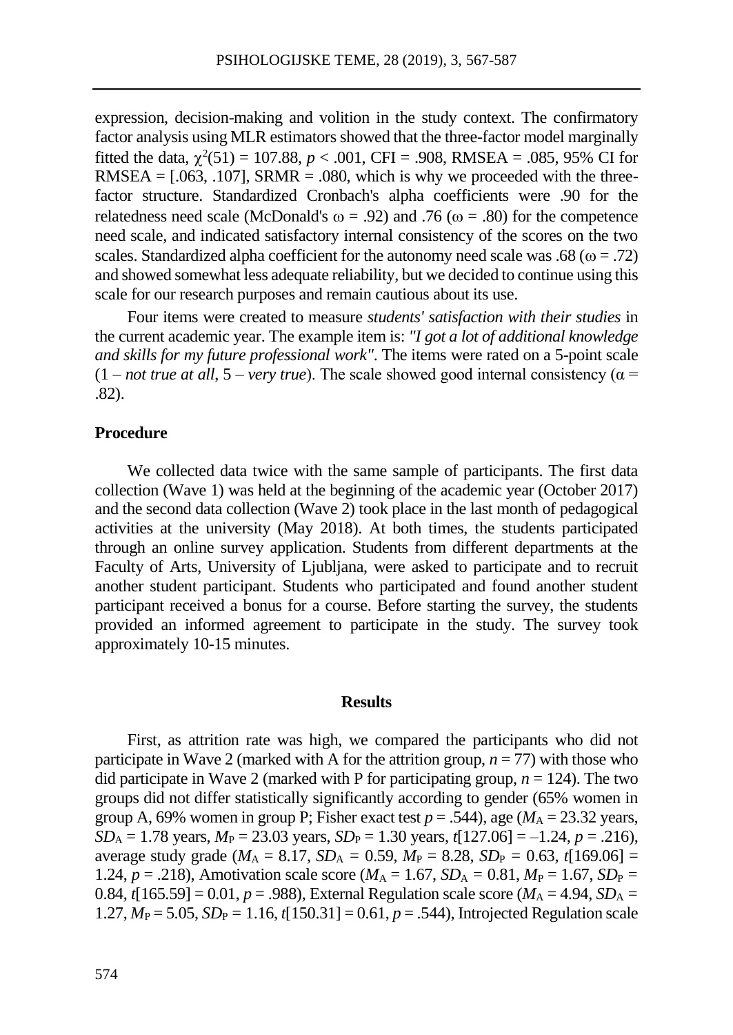expression, decision-making and volition in the study context. The confirmatory factor analysis using MLR estimators showed that the three-factor model marginally fitted the data, $\chi^2(51) = 107.88$, $p < .001$, CFI = .908, RMSEA = .085, 95% CI for RMSEA = [.063, .107], SRMR = .080, which is why we proceeded with the three-factor structure. Standardized Cronbach's alpha coefficients were .90 for the relatedness need scale (McDonald's $\omega = .92$) and .76 ($\omega = .80$) for the competence need scale, and indicated satisfactory internal consistency of the scores on the two scales. Standardized alpha coefficient for the autonomy need scale was .68 ($\omega = .72$) and showed somewhat less adequate reliability, but we decided to continue using this scale for our research purposes and remain cautious about its use.

Four items were created to measure *students' satisfaction with their studies* in the current academic year. The example item is: *"I got a lot of additional knowledge and skills for my future professional work"*. The items were rated on a 5-point scale (1 – *not true at all*, 5 – *very true*). The scale showed good internal consistency ($\alpha = .82$).

## Procedure

We collected data twice with the same sample of participants. The first data collection (Wave 1) was held at the beginning of the academic year (October 2017) and the second data collection (Wave 2) took place in the last month of pedagogical activities at the university (May 2018). At both times, the students participated through an online survey application. Students from different departments at the Faculty of Arts, University of Ljubljana, were asked to participate and to recruit another student participant. Students who participated and found another student participant received a bonus for a course. Before starting the survey, the students provided an informed agreement to participate in the study. The survey took approximately 10-15 minutes.

# Results

First, as attrition rate was high, we compared the participants who did not participate in Wave 2 (marked with A for the attrition group, $n = 77$) with those who did participate in Wave 2 (marked with P for participating group, $n = 124$). The two groups did not differ statistically significantly according to gender (65% women in group A, 69% women in group P; Fisher exact test $p = .544$), age ($M_A = 23.32$ years, $SD_A = 1.78$ years, $M_P = 23.03$ years, $SD_P = 1.30$ years, $t[127.06] = -1.24$, $p = .216$), average study grade ($M_A = 8.17$, $SD_A = 0.59$, $M_P = 8.28$, $SD_P = 0.63$, $t[169.06] = 1.24$, $p = .218$), Amotivation scale score ($M_A = 1.67$, $SD_A = 0.81$, $M_P = 1.67$, $SD_P = 0.84$, $t[165.59] = 0.01$, $p = .988$), External Regulation scale score ($M_A = 4.94$, $SD_A = 1.27$, $M_P = 5.05$, $SD_P = 1.16$, $t[150.31] = 0.61$, $p = .544$), Introjected Regulation scale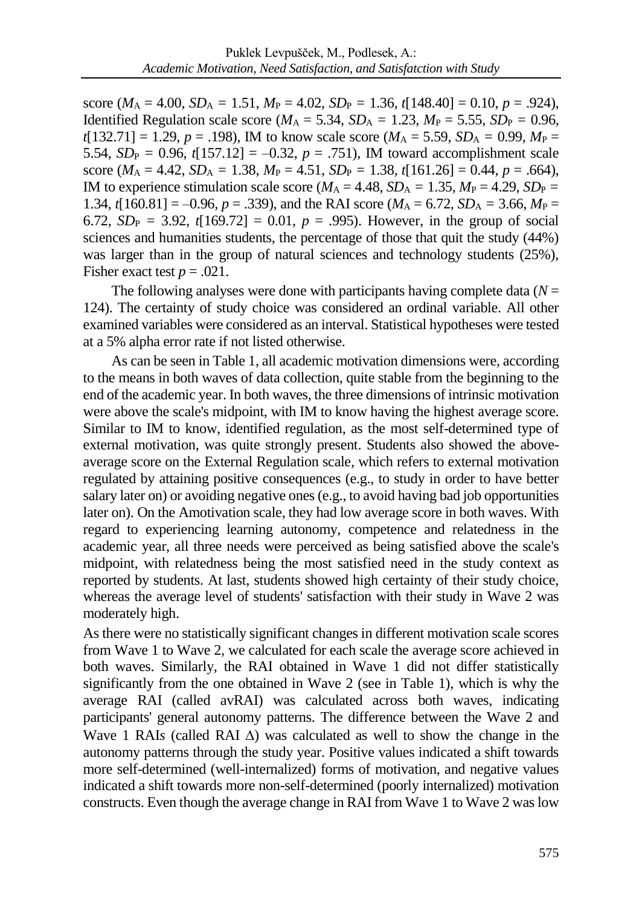score ($M_A$ = 4.00, $SD_A$ = 1.51, $M_P$ = 4.02, $SD_P$ = 1.36, $t$[148.40] = 0.10, $p$ = .924), Identified Regulation scale score ($M_A$ = 5.34, $SD_A$ = 1.23, $M_P$ = 5.55, $SD_P$ = 0.96, $t$[132.71] = 1.29, $p$ = .198), IM to know scale score ($M_A$ = 5.59, $SD_A$ = 0.99, $M_P$ = 5.54, $SD_P$ = 0.96, $t$[157.12] = –0.32, $p$ = .751), IM toward accomplishment scale score ($M_A$ = 4.42, $SD_A$ = 1.38, $M_P$ = 4.51, $SD_P$ = 1.38, $t$[161.26] = 0.44, $p$ = .664), IM to experience stimulation scale score ($M_A$ = 4.48, $SD_A$ = 1.35, $M_P$ = 4.29, $SD_P$ = 1.34, $t$[160.81] = –0.96, $p$ = .339), and the RAI score ($M_A$ = 6.72, $SD_A$ = 3.66, $M_P$ = 6.72, $SD_P$ = 3.92, $t$[169.72] = 0.01, $p$ = .995). However, in the group of social sciences and humanities students, the percentage of those that quit the study (44%) was larger than in the group of natural sciences and technology students (25%), Fisher exact test $p$ = .021.

The following analyses were done with participants having complete data ($N$ = 124). The certainty of study choice was considered an ordinal variable. All other examined variables were considered as an interval. Statistical hypotheses were tested at a 5% alpha error rate if not listed otherwise.

As can be seen in Table 1, all academic motivation dimensions were, according to the means in both waves of data collection, quite stable from the beginning to the end of the academic year. In both waves, the three dimensions of intrinsic motivation were above the scale's midpoint, with IM to know having the highest average score. Similar to IM to know, identified regulation, as the most self-determined type of external motivation, was quite strongly present. Students also showed the above-average score on the External Regulation scale, which refers to external motivation regulated by attaining positive consequences (e.g., to study in order to have better salary later on) or avoiding negative ones (e.g., to avoid having bad job opportunities later on). On the Amotivation scale, they had low average score in both waves. With regard to experiencing learning autonomy, competence and relatedness in the academic year, all three needs were perceived as being satisfied above the scale's midpoint, with relatedness being the most satisfied need in the study context as reported by students. At last, students showed high certainty of their study choice, whereas the average level of students' satisfaction with their study in Wave 2 was moderately high.

As there were no statistically significant changes in different motivation scale scores from Wave 1 to Wave 2, we calculated for each scale the average score achieved in both waves. Similarly, the RAI obtained in Wave 1 did not differ statistically significantly from the one obtained in Wave 2 (see in Table 1), which is why the average RAI (called avRAI) was calculated across both waves, indicating participants' general autonomy patterns. The difference between the Wave 2 and Wave 1 RAI*s* (called RAI $\Delta$) was calculated as well to show the change in the autonomy patterns through the study year. Positive values indicated a shift towards more self-determined (well-internalized) forms of motivation, and negative values indicated a shift towards more non-self-determined (poorly internalized) motivation constructs. Even though the average change in RAI from Wave 1 to Wave 2 was low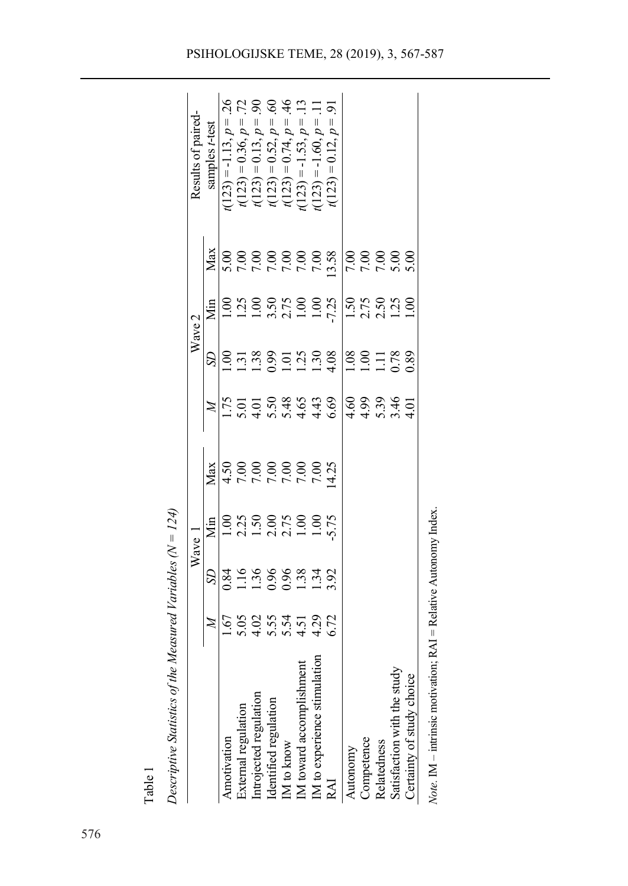Table 1

*Descriptive Statistics of the Measured Variables (N = 124)*

| | Wave 1 | | | | Wave 2 | | | | Results of paired-samples *t*-test |
|---|---|---|---|---|---|---|---|---|---|
| | *M* | *SD* | Min | Max | *M* | *SD* | Min | Max | |
| Amotivation | 1.67 | 0.84 | 1.00 | 4.50 | 1.75 | 1.00 | 1.00 | 5.00 | $t(123) = -1.13, p = .26$ |
| External regulation | 5.05 | 1.16 | 2.25 | 7.00 | 5.01 | 1.31 | 1.25 | 7.00 | $t(123) = 0.36, p = .72$ |
| Introjected regulation | 4.02 | 1.36 | 1.50 | 7.00 | 4.01 | 1.38 | 1.00 | 7.00 | $t(123) = 0.13, p = .90$ |
| Identified regulation | 5.55 | 0.96 | 2.00 | 7.00 | 5.50 | 0.99 | 3.50 | 7.00 | $t(123) = 0.52, p = .60$ |
| IM to know | 5.54 | 0.96 | 2.75 | 7.00 | 5.48 | 1.01 | 2.75 | 7.00 | $t(123) = 0.74, p = .46$ |
| IM toward accomplishment | 4.51 | 1.38 | 1.00 | 7.00 | 4.65 | 1.25 | 1.00 | 7.00 | $t(123) = -1.53, p = .13$ |
| IM to experience stimulation | 4.29 | 1.34 | 1.00 | 7.00 | 4.43 | 1.30 | 1.00 | 7.00 | $t(123) = -1.60, p = .11$ |
| RAI | 6.72 | 3.92 | -5.75 | 14.25 | 6.69 | 4.08 | -7.25 | 13.58 | $t(123) = 0.12, p = .91$ |
| Autonomy | | | | | 4.60 | 1.08 | 1.50 | 7.00 | |
| Competence | | | | | 4.99 | 1.00 | 2.75 | 7.00 | |
| Relatedness | | | | | 5.39 | 1.11 | 2.50 | 7.00 | |
| Satisfaction with the study | | | | | 3.46 | 0.78 | 1.25 | 5.00 | |
| Certainty of study choice | | | | | 4.01 | 0.89 | 1.00 | 5.00 | |

*Note.* IM – intrinsic motivation; RAI = Relative Autonomy Index.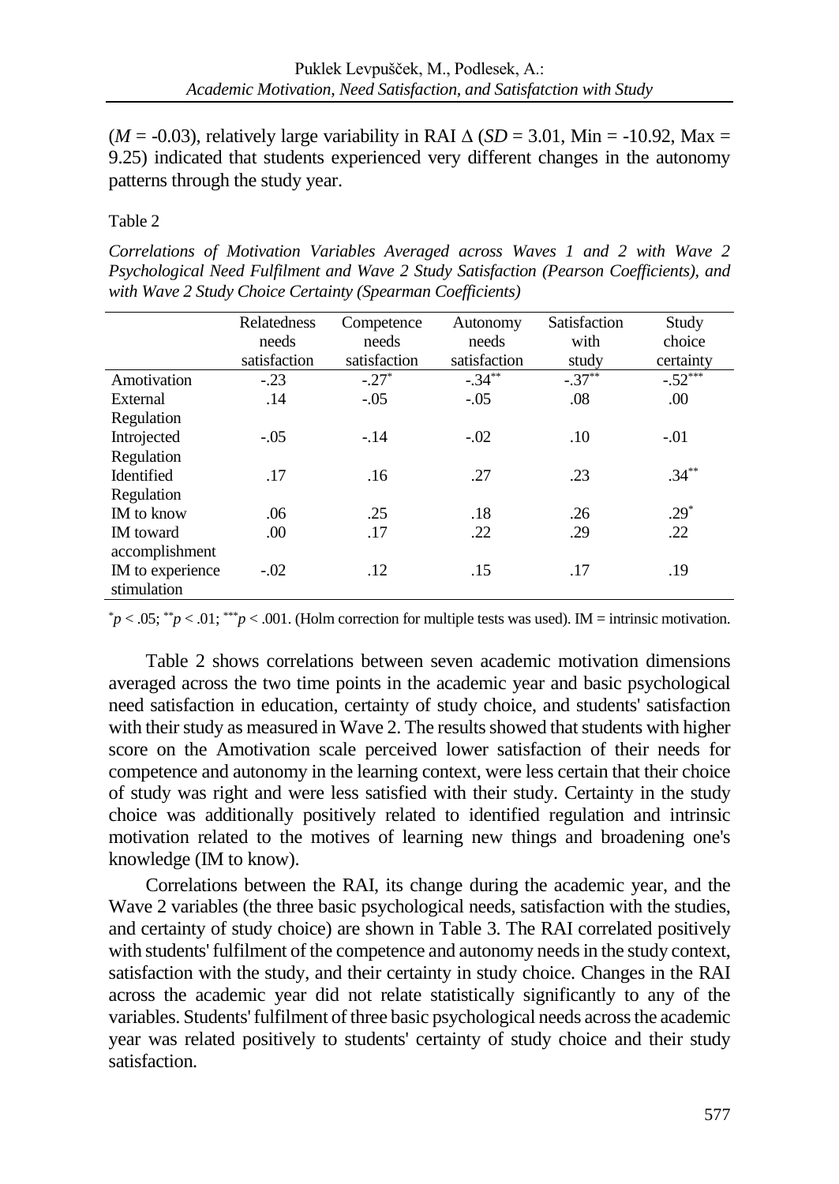($M$ = -0.03), relatively large variability in RAI Δ ($SD$ = 3.01, Min = -10.92, Max = 9.25) indicated that students experienced very different changes in the autonomy patterns through the study year.

Table 2

*Correlations of Motivation Variables Averaged across Waves 1 and 2 with Wave 2 Psychological Need Fulfilment and Wave 2 Study Satisfaction (Pearson Coefficients), and with Wave 2 Study Choice Certainty (Spearman Coefficients)*

| | Relatedness needs satisfaction | Competence needs satisfaction | Autonomy needs satisfaction | Satisfaction with study | Study choice certainty |
|---|---|---|---|---|---|
| Amotivation | -.23 | $-.27^{*}$ | $-.34^{**}$ | $-.37^{**}$ | $-.52^{***}$ |
| External Regulation | .14 | -.05 | -.05 | .08 | .00 |
| Introjected Regulation | -.05 | -.14 | -.02 | .10 | -.01 |
| Identified Regulation | .17 | .16 | .27 | .23 | $.34^{**}$ |
| IM to know | .06 | .25 | .18 | .26 | $.29^{*}$ |
| IM toward accomplishment | .00 | .17 | .22 | .29 | .22 |
| IM to experience stimulation | -.02 | .12 | .15 | .17 | .19 |

$^{*}p < .05$; $^{**}p < .01$; $^{***}p < .001$. (Holm correction for multiple tests was used). IM = intrinsic motivation.

Table 2 shows correlations between seven academic motivation dimensions averaged across the two time points in the academic year and basic psychological need satisfaction in education, certainty of study choice, and students' satisfaction with their study as measured in Wave 2. The results showed that students with higher score on the Amotivation scale perceived lower satisfaction of their needs for competence and autonomy in the learning context, were less certain that their choice of study was right and were less satisfied with their study. Certainty in the study choice was additionally positively related to identified regulation and intrinsic motivation related to the motives of learning new things and broadening one's knowledge (IM to know).

Correlations between the RAI, its change during the academic year, and the Wave 2 variables (the three basic psychological needs, satisfaction with the studies, and certainty of study choice) are shown in Table 3. The RAI correlated positively with students' fulfilment of the competence and autonomy needs in the study context, satisfaction with the study, and their certainty in study choice. Changes in the RAI across the academic year did not relate statistically significantly to any of the variables. Students' fulfilment of three basic psychological needs across the academic year was related positively to students' certainty of study choice and their study satisfaction.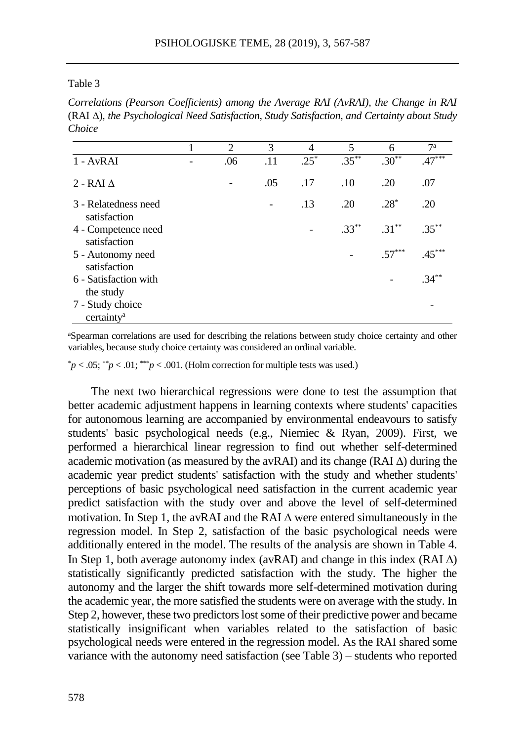Table 3

*Correlations (Pearson Coefficients) among the Average RAI (AvRAI), the Change in RAI* (RAI Δ)*, the Psychological Need Satisfaction, Study Satisfaction, and Certainty about Study Choice*

| | 1 | 2 | 3 | 4 | 5 | 6 | 7[a] |
|---|---|---|---|---|---|---|---|
| 1 - AvRAI | - | .06 | .11 | .25* | .35** | .30** | .47*** |
| 2 - RAI Δ | | - | .05 | .17 | .10 | .20 | .07 |
| 3 - Relatedness need satisfaction | | | - | .13 | .20 | .28* | .20 |
| 4 - Competence need satisfaction | | | | - | .33** | .31** | .35** |
| 5 - Autonomy need satisfaction | | | | | - | .57*** | .45*** |
| 6 - Satisfaction with the study | | | | | | - | .34** |
| 7 - Study choice certainty[a] | | | | | | | - |

[a]Spearman correlations are used for describing the relations between study choice certainty and other variables, because study choice certainty was considered an ordinal variable.

*$p < .05$; **$p < .01$; ***$p < .001$. (Holm correction for multiple tests was used.)

The next two hierarchical regressions were done to test the assumption that better academic adjustment happens in learning contexts where students' capacities for autonomous learning are accompanied by environmental endeavours to satisfy students' basic psychological needs (e.g., Niemiec & Ryan, 2009). First, we performed a hierarchical linear regression to find out whether self-determined academic motivation (as measured by the avRAI) and its change (RAI Δ) during the academic year predict students' satisfaction with the study and whether students' perceptions of basic psychological need satisfaction in the current academic year predict satisfaction with the study over and above the level of self-determined motivation. In Step 1, the avRAI and the RAI Δ were entered simultaneously in the regression model. In Step 2, satisfaction of the basic psychological needs were additionally entered in the model. The results of the analysis are shown in Table 4. In Step 1, both average autonomy index (avRAI) and change in this index (RAI Δ) statistically significantly predicted satisfaction with the study. The higher the autonomy and the larger the shift towards more self-determined motivation during the academic year, the more satisfied the students were on average with the study. In Step 2, however, these two predictors lost some of their predictive power and became statistically insignificant when variables related to the satisfaction of basic psychological needs were entered in the regression model. As the RAI shared some variance with the autonomy need satisfaction (see Table 3) – students who reported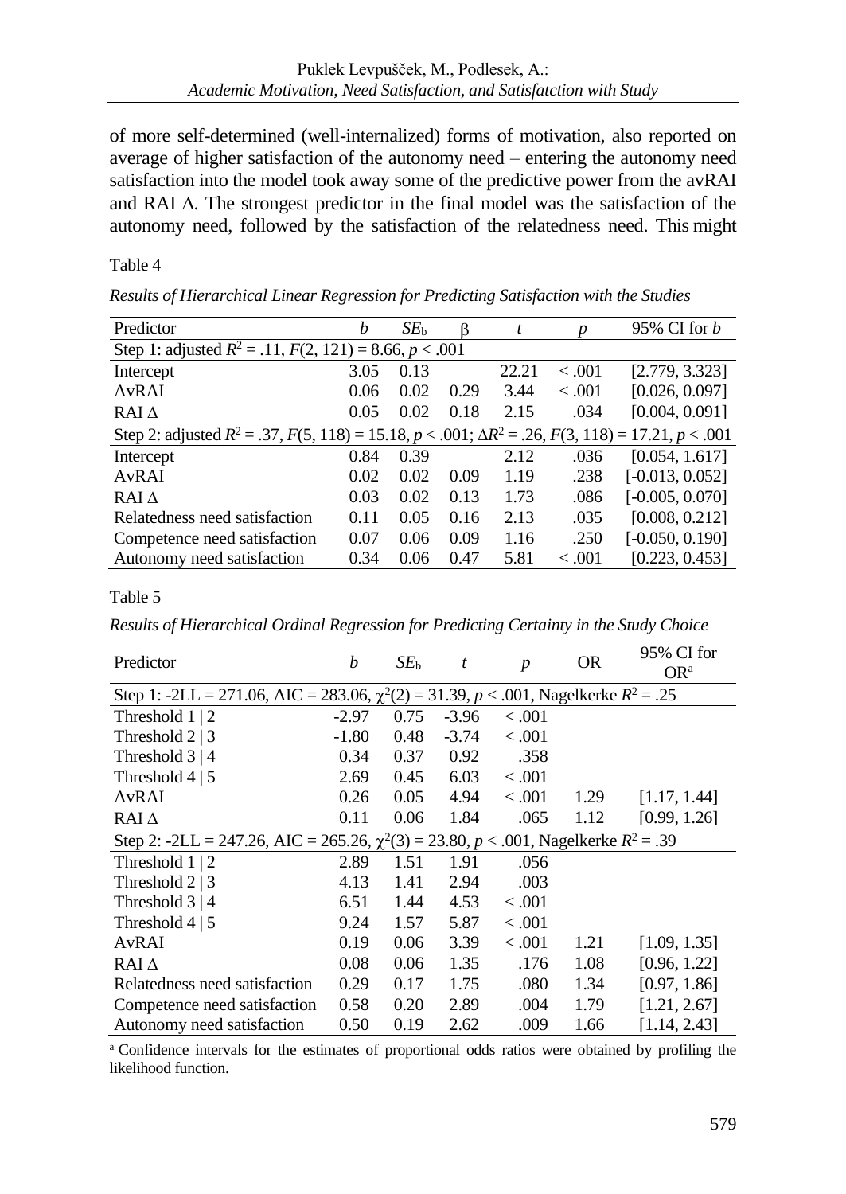of more self-determined (well-internalized) forms of motivation, also reported on average of higher satisfaction of the autonomy need – entering the autonomy need satisfaction into the model took away some of the predictive power from the avRAI and RAI Δ. The strongest predictor in the final model was the satisfaction of the autonomy need, followed by the satisfaction of the relatedness need. This might

Table 4

*Results of Hierarchical Linear Regression for Predicting Satisfaction with the Studies*

| Predictor | $b$ | $SE_b$ | β | $t$ | $p$ | 95% CI for $b$ |
|---|---|---|---|---|---|---|
| Step 1: adjusted $R^2 = .11$, $F(2, 121) = 8.66$, $p < .001$ | | | | | | |
| Intercept | 3.05 | 0.13 | | 22.21 | < .001 | [2.779, 3.323] |
| AvRAI | 0.06 | 0.02 | 0.29 | 3.44 | < .001 | [0.026, 0.097] |
| RAI Δ | 0.05 | 0.02 | 0.18 | 2.15 | .034 | [0.004, 0.091] |
| Step 2: adjusted $R^2 = .37$, $F(5, 118) = 15.18$, $p < .001$; $\Delta R^2 = .26$, $F(3, 118) = 17.21$, $p < .001$ | | | | | | |
| Intercept | 0.84 | 0.39 | | 2.12 | .036 | [0.054, 1.617] |
| AvRAI | 0.02 | 0.02 | 0.09 | 1.19 | .238 | [-0.013, 0.052] |
| RAI Δ | 0.03 | 0.02 | 0.13 | 1.73 | .086 | [-0.005, 0.070] |
| Relatedness need satisfaction | 0.11 | 0.05 | 0.16 | 2.13 | .035 | [0.008, 0.212] |
| Competence need satisfaction | 0.07 | 0.06 | 0.09 | 1.16 | .250 | [-0.050, 0.190] |
| Autonomy need satisfaction | 0.34 | 0.06 | 0.47 | 5.81 | < .001 | [0.223, 0.453] |

Table 5

*Results of Hierarchical Ordinal Regression for Predicting Certainty in the Study Choice*

| Predictor | $b$ | $SE_b$ | $t$ | $p$ | OR | 95% CI for OR[a] |
|---|---|---|---|---|---|---|
| Step 1: -2LL = 271.06, AIC = 283.06, $\chi^2(2) = 31.39$, $p < .001$, Nagelkerke $R^2 = .25$ | | | | | | |
| Threshold 1 \| 2 | -2.97 | 0.75 | -3.96 | < .001 | | |
| Threshold 2 \| 3 | -1.80 | 0.48 | -3.74 | < .001 | | |
| Threshold 3 \| 4 | 0.34 | 0.37 | 0.92 | .358 | | |
| Threshold 4 \| 5 | 2.69 | 0.45 | 6.03 | < .001 | | |
| AvRAI | 0.26 | 0.05 | 4.94 | < .001 | 1.29 | [1.17, 1.44] |
| RAI Δ | 0.11 | 0.06 | 1.84 | .065 | 1.12 | [0.99, 1.26] |
| Step 2: -2LL = 247.26, AIC = 265.26, $\chi^2(3) = 23.80$, $p < .001$, Nagelkerke $R^2 = .39$ | | | | | | |
| Threshold 1 \| 2 | 2.89 | 1.51 | 1.91 | .056 | | |
| Threshold 2 \| 3 | 4.13 | 1.41 | 2.94 | .003 | | |
| Threshold 3 \| 4 | 6.51 | 1.44 | 4.53 | < .001 | | |
| Threshold 4 \| 5 | 9.24 | 1.57 | 5.87 | < .001 | | |
| AvRAI | 0.19 | 0.06 | 3.39 | < .001 | 1.21 | [1.09, 1.35] |
| RAI Δ | 0.08 | 0.06 | 1.35 | .176 | 1.08 | [0.96, 1.22] |
| Relatedness need satisfaction | 0.29 | 0.17 | 1.75 | .080 | 1.34 | [0.97, 1.86] |
| Competence need satisfaction | 0.58 | 0.20 | 2.89 | .004 | 1.79 | [1.21, 2.67] |
| Autonomy need satisfaction | 0.50 | 0.19 | 2.62 | .009 | 1.66 | [1.14, 2.43] |

[a] Confidence intervals for the estimates of proportional odds ratios were obtained by profiling the likelihood function.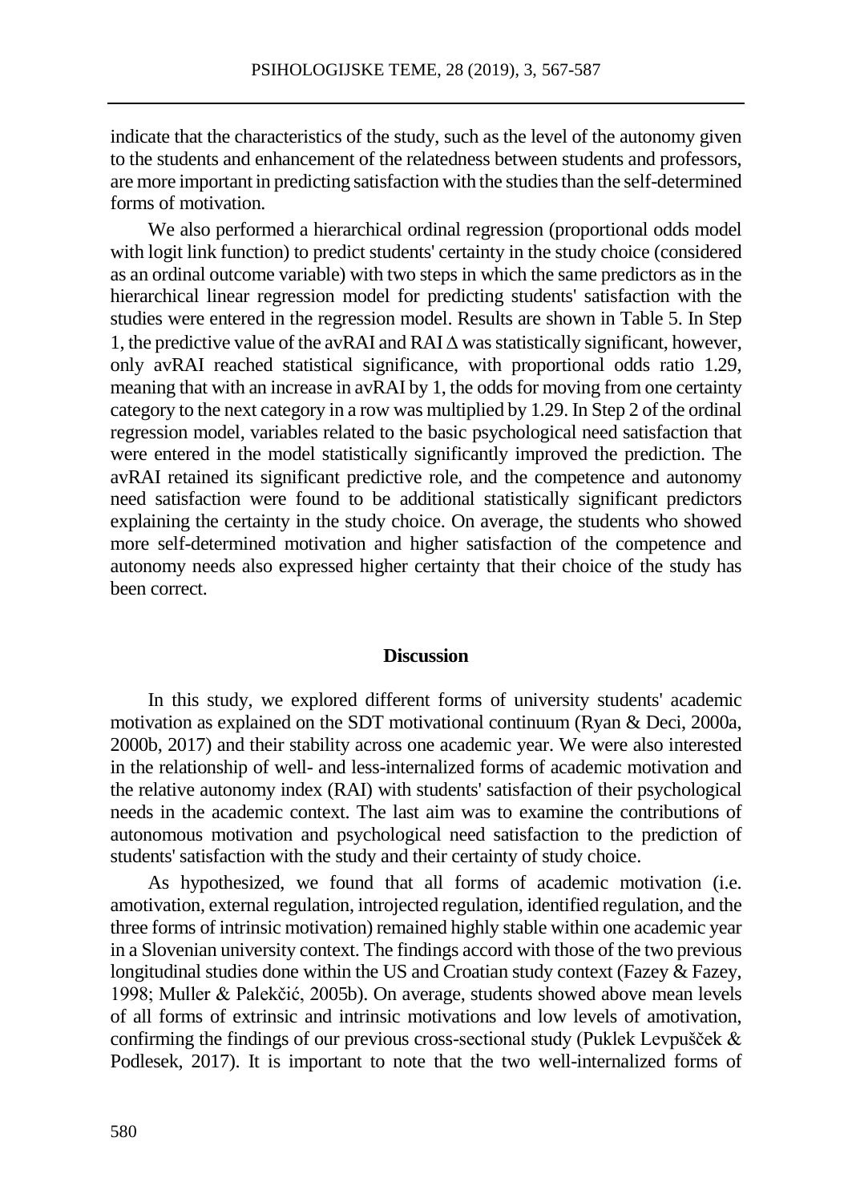indicate that the characteristics of the study, such as the level of the autonomy given to the students and enhancement of the relatedness between students and professors, are more important in predicting satisfaction with the studies than the self-determined forms of motivation.

We also performed a hierarchical ordinal regression (proportional odds model with logit link function) to predict students' certainty in the study choice (considered as an ordinal outcome variable) with two steps in which the same predictors as in the hierarchical linear regression model for predicting students' satisfaction with the studies were entered in the regression model. Results are shown in Table 5. In Step 1, the predictive value of the avRAI and RAI $\Delta$ was statistically significant, however, only avRAI reached statistical significance, with proportional odds ratio 1.29, meaning that with an increase in avRAI by 1, the odds for moving from one certainty category to the next category in a row was multiplied by 1.29. In Step 2 of the ordinal regression model, variables related to the basic psychological need satisfaction that were entered in the model statistically significantly improved the prediction. The avRAI retained its significant predictive role, and the competence and autonomy need satisfaction were found to be additional statistically significant predictors explaining the certainty in the study choice. On average, the students who showed more self-determined motivation and higher satisfaction of the competence and autonomy needs also expressed higher certainty that their choice of the study has been correct.

## Discussion

In this study, we explored different forms of university students' academic motivation as explained on the SDT motivational continuum (Ryan & Deci, 2000a, 2000b, 2017) and their stability across one academic year. We were also interested in the relationship of well- and less-internalized forms of academic motivation and the relative autonomy index (RAI) with students' satisfaction of their psychological needs in the academic context. The last aim was to examine the contributions of autonomous motivation and psychological need satisfaction to the prediction of students' satisfaction with the study and their certainty of study choice.

As hypothesized, we found that all forms of academic motivation (i.e. amotivation, external regulation, introjected regulation, identified regulation, and the three forms of intrinsic motivation) remained highly stable within one academic year in a Slovenian university context. The findings accord with those of the two previous longitudinal studies done within the US and Croatian study context (Fazey & Fazey, 1998; Muller & Palekčić, 2005b). On average, students showed above mean levels of all forms of extrinsic and intrinsic motivations and low levels of amotivation, confirming the findings of our previous cross-sectional study (Puklek Levpušček & Podlesek, 2017). It is important to note that the two well-internalized forms of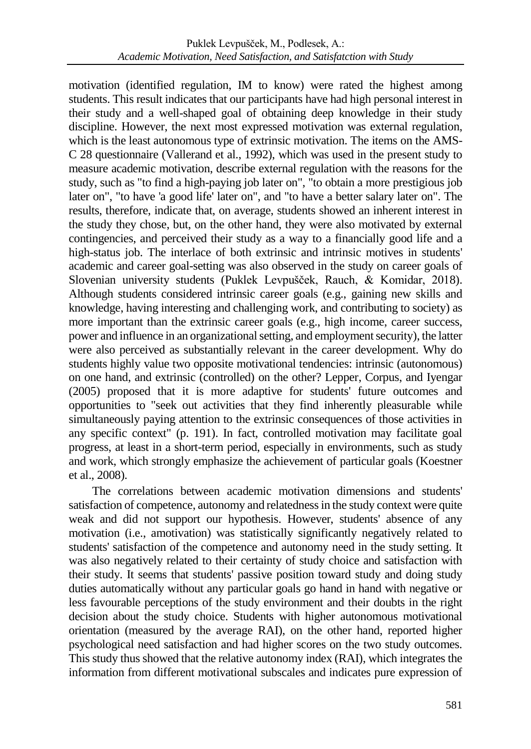motivation (identified regulation, IM to know) were rated the highest among students. This result indicates that our participants have had high personal interest in their study and a well-shaped goal of obtaining deep knowledge in their study discipline. However, the next most expressed motivation was external regulation, which is the least autonomous type of extrinsic motivation. The items on the AMS-C 28 questionnaire (Vallerand et al., 1992), which was used in the present study to measure academic motivation, describe external regulation with the reasons for the study, such as "to find a high-paying job later on", "to obtain a more prestigious job later on", "to have 'a good life' later on", and "to have a better salary later on". The results, therefore, indicate that, on average, students showed an inherent interest in the study they chose, but, on the other hand, they were also motivated by external contingencies, and perceived their study as a way to a financially good life and a high-status job. The interlace of both extrinsic and intrinsic motives in students' academic and career goal-setting was also observed in the study on career goals of Slovenian university students (Puklek Levpušček, Rauch, & Komidar, 2018). Although students considered intrinsic career goals (e.g., gaining new skills and knowledge, having interesting and challenging work, and contributing to society) as more important than the extrinsic career goals (e.g., high income, career success, power and influence in an organizational setting, and employment security), the latter were also perceived as substantially relevant in the career development. Why do students highly value two opposite motivational tendencies: intrinsic (autonomous) on one hand, and extrinsic (controlled) on the other? Lepper, Corpus, and Iyengar (2005) proposed that it is more adaptive for students' future outcomes and opportunities to "seek out activities that they find inherently pleasurable while simultaneously paying attention to the extrinsic consequences of those activities in any specific context" (p. 191). In fact, controlled motivation may facilitate goal progress, at least in a short-term period, especially in environments, such as study and work, which strongly emphasize the achievement of particular goals (Koestner et al., 2008).

The correlations between academic motivation dimensions and students' satisfaction of competence, autonomy and relatedness in the study context were quite weak and did not support our hypothesis. However, students' absence of any motivation (i.e., amotivation) was statistically significantly negatively related to students' satisfaction of the competence and autonomy need in the study setting. It was also negatively related to their certainty of study choice and satisfaction with their study. It seems that students' passive position toward study and doing study duties automatically without any particular goals go hand in hand with negative or less favourable perceptions of the study environment and their doubts in the right decision about the study choice. Students with higher autonomous motivational orientation (measured by the average RAI), on the other hand, reported higher psychological need satisfaction and had higher scores on the two study outcomes. This study thus showed that the relative autonomy index (RAI), which integrates the information from different motivational subscales and indicates pure expression of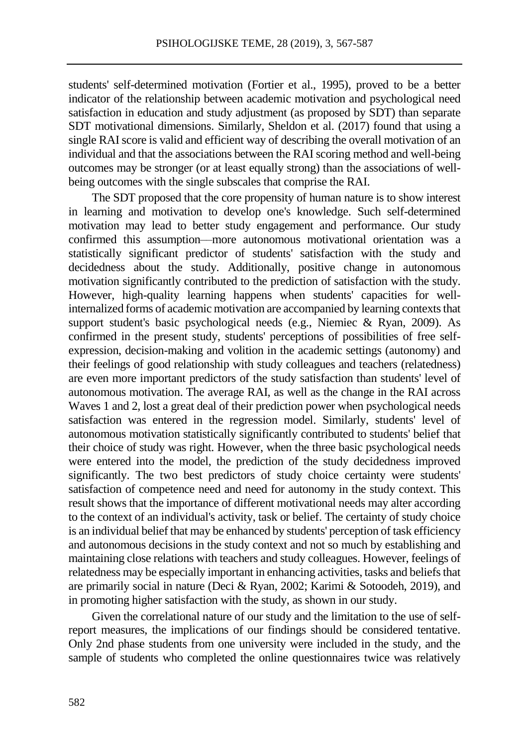students' self-determined motivation (Fortier et al., 1995), proved to be a better indicator of the relationship between academic motivation and psychological need satisfaction in education and study adjustment (as proposed by SDT) than separate SDT motivational dimensions. Similarly, Sheldon et al. (2017) found that using a single RAI score is valid and efficient way of describing the overall motivation of an individual and that the associations between the RAI scoring method and well-being outcomes may be stronger (or at least equally strong) than the associations of well-being outcomes with the single subscales that comprise the RAI.

The SDT proposed that the core propensity of human nature is to show interest in learning and motivation to develop one's knowledge. Such self-determined motivation may lead to better study engagement and performance. Our study confirmed this assumption—more autonomous motivational orientation was a statistically significant predictor of students' satisfaction with the study and decidedness about the study. Additionally, positive change in autonomous motivation significantly contributed to the prediction of satisfaction with the study. However, high-quality learning happens when students' capacities for well-internalized forms of academic motivation are accompanied by learning contexts that support student's basic psychological needs (e.g., Niemiec & Ryan, 2009). As confirmed in the present study, students' perceptions of possibilities of free self-expression, decision-making and volition in the academic settings (autonomy) and their feelings of good relationship with study colleagues and teachers (relatedness) are even more important predictors of the study satisfaction than students' level of autonomous motivation. The average RAI, as well as the change in the RAI across Waves 1 and 2, lost a great deal of their prediction power when psychological needs satisfaction was entered in the regression model. Similarly, students' level of autonomous motivation statistically significantly contributed to students' belief that their choice of study was right. However, when the three basic psychological needs were entered into the model, the prediction of the study decidedness improved significantly. The two best predictors of study choice certainty were students' satisfaction of competence need and need for autonomy in the study context. This result shows that the importance of different motivational needs may alter according to the context of an individual's activity, task or belief. The certainty of study choice is an individual belief that may be enhanced by students' perception of task efficiency and autonomous decisions in the study context and not so much by establishing and maintaining close relations with teachers and study colleagues. However, feelings of relatedness may be especially important in enhancing activities, tasks and beliefs that are primarily social in nature (Deci & Ryan, 2002; Karimi & Sotoodeh, 2019), and in promoting higher satisfaction with the study, as shown in our study.

Given the correlational nature of our study and the limitation to the use of self-report measures, the implications of our findings should be considered tentative. Only 2nd phase students from one university were included in the study, and the sample of students who completed the online questionnaires twice was relatively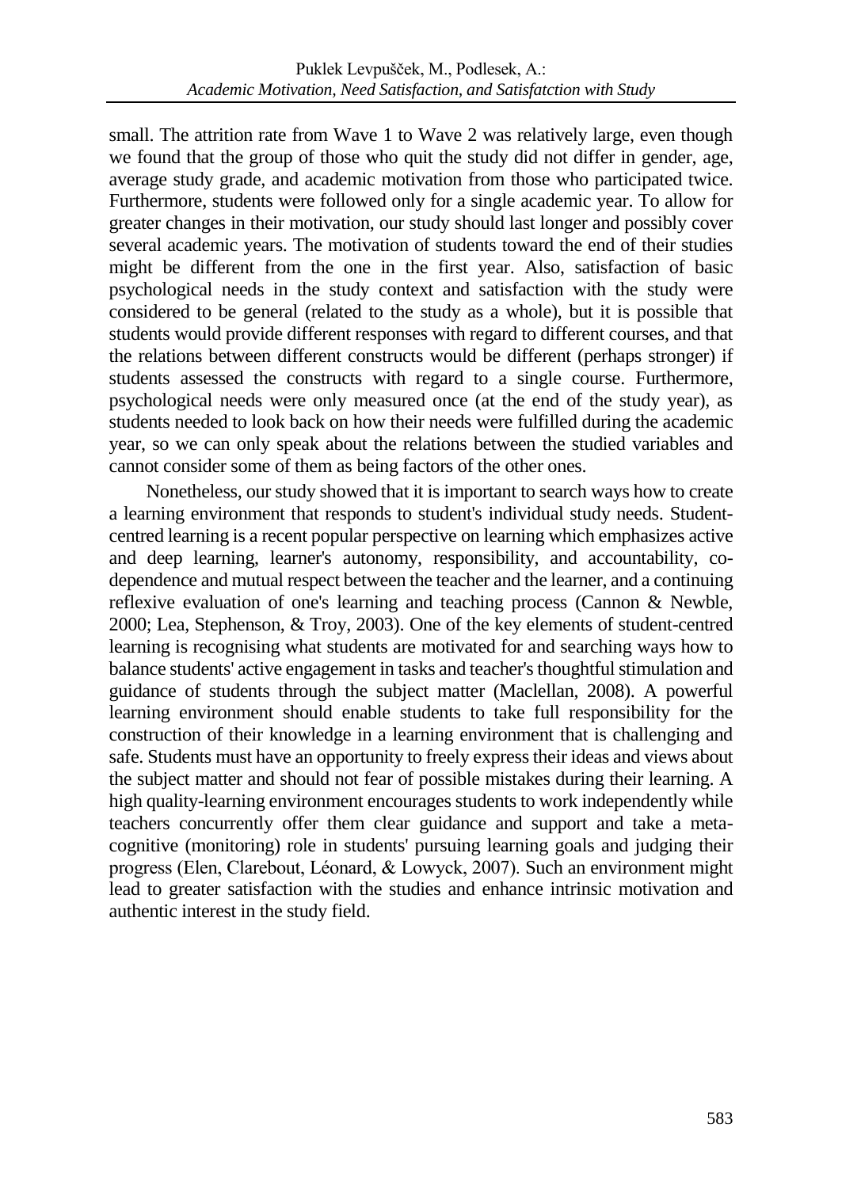small. The attrition rate from Wave 1 to Wave 2 was relatively large, even though we found that the group of those who quit the study did not differ in gender, age, average study grade, and academic motivation from those who participated twice. Furthermore, students were followed only for a single academic year. To allow for greater changes in their motivation, our study should last longer and possibly cover several academic years. The motivation of students toward the end of their studies might be different from the one in the first year. Also, satisfaction of basic psychological needs in the study context and satisfaction with the study were considered to be general (related to the study as a whole), but it is possible that students would provide different responses with regard to different courses, and that the relations between different constructs would be different (perhaps stronger) if students assessed the constructs with regard to a single course. Furthermore, psychological needs were only measured once (at the end of the study year), as students needed to look back on how their needs were fulfilled during the academic year, so we can only speak about the relations between the studied variables and cannot consider some of them as being factors of the other ones.

Nonetheless, our study showed that it is important to search ways how to create a learning environment that responds to student's individual study needs. Student-centred learning is a recent popular perspective on learning which emphasizes active and deep learning, learner's autonomy, responsibility, and accountability, co-dependence and mutual respect between the teacher and the learner, and a continuing reflexive evaluation of one's learning and teaching process (Cannon & Newble, 2000; Lea, Stephenson, & Troy, 2003). One of the key elements of student-centred learning is recognising what students are motivated for and searching ways how to balance students' active engagement in tasks and teacher's thoughtful stimulation and guidance of students through the subject matter (Maclellan, 2008). A powerful learning environment should enable students to take full responsibility for the construction of their knowledge in a learning environment that is challenging and safe. Students must have an opportunity to freely express their ideas and views about the subject matter and should not fear of possible mistakes during their learning. A high quality-learning environment encourages students to work independently while teachers concurrently offer them clear guidance and support and take a meta-cognitive (monitoring) role in students' pursuing learning goals and judging their progress (Elen, Clarebout, Léonard, & Lowyck, 2007). Such an environment might lead to greater satisfaction with the studies and enhance intrinsic motivation and authentic interest in the study field.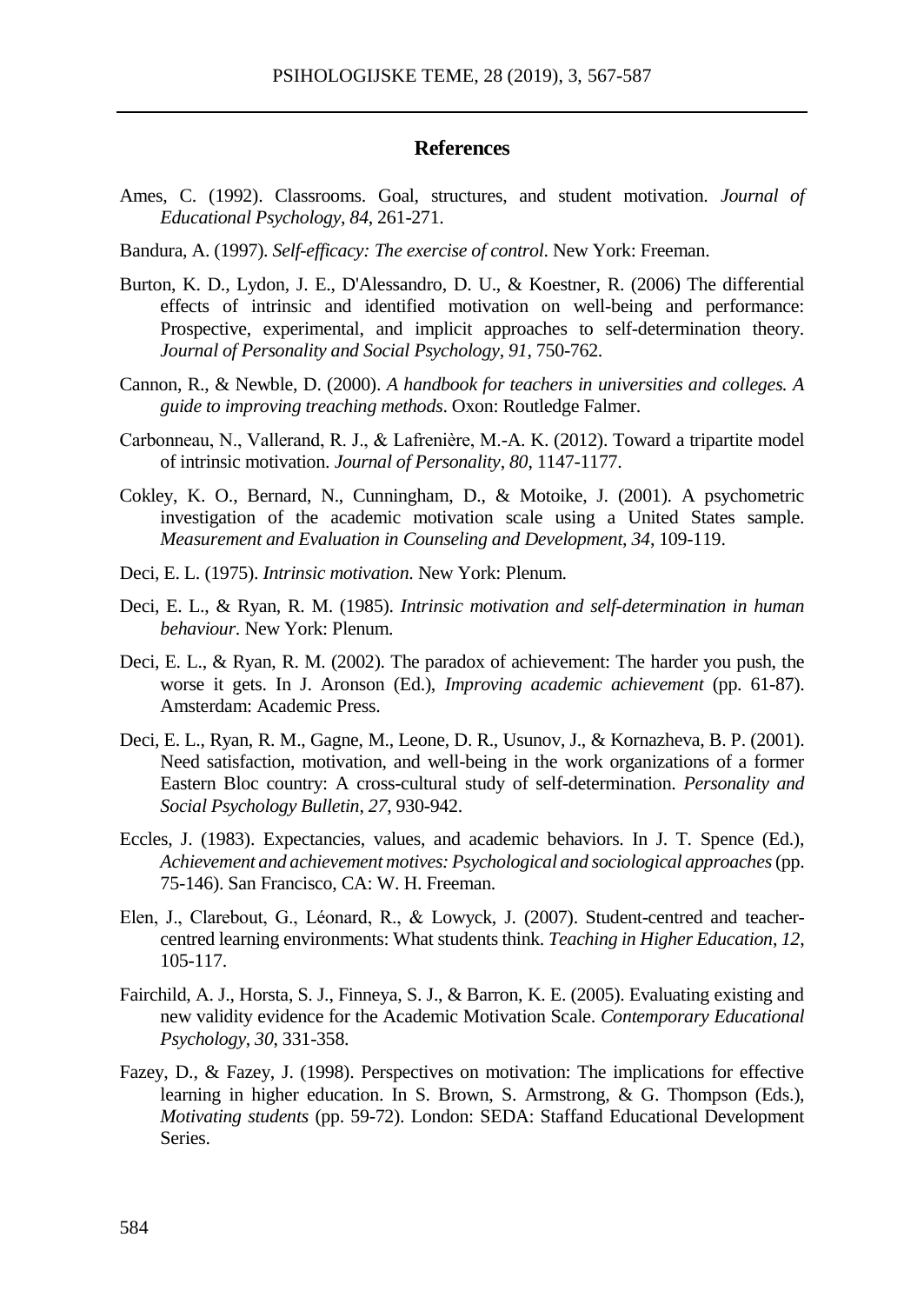## References

Ames, C. (1992). Classrooms. Goal, structures, and student motivation. *Journal of Educational Psychology*, *84*, 261-271.

Bandura, A. (1997). *Self-efficacy: The exercise of control*. New York: Freeman.

Burton, K. D., Lydon, J. E., D'Alessandro, D. U., & Koestner, R. (2006) The differential effects of intrinsic and identified motivation on well-being and performance: Prospective, experimental, and implicit approaches to self-determination theory. *Journal of Personality and Social Psychology*, *91*, 750-762.

Cannon, R., & Newble, D. (2000). *A handbook for teachers in universities and colleges. A guide to improving treaching methods*. Oxon: Routledge Falmer.

Carbonneau, N., Vallerand, R. J., & Lafrenière, M.-A. K. (2012). Toward a tripartite model of intrinsic motivation. *Journal of Personality*, *80*, 1147-1177.

Cokley, K. O., Bernard, N., Cunningham, D., & Motoike, J. (2001). A psychometric investigation of the academic motivation scale using a United States sample. *Measurement and Evaluation in Counseling and Development*, *34*, 109-119.

Deci, E. L. (1975). *Intrinsic motivation*. New York: Plenum.

Deci, E. L., & Ryan, R. M. (1985). *Intrinsic motivation and self-determination in human behaviour*. New York: Plenum.

Deci, E. L., & Ryan, R. M. (2002). The paradox of achievement: The harder you push, the worse it gets. In J. Aronson (Ed.), *Improving academic achievement* (pp. 61-87). Amsterdam: Academic Press.

Deci, E. L., Ryan, R. M., Gagne, M., Leone, D. R., Usunov, J., & Kornazheva, B. P. (2001). Need satisfaction, motivation, and well-being in the work organizations of a former Eastern Bloc country: A cross-cultural study of self-determination. *Personality and Social Psychology Bulletin*, *27*, 930-942.

Eccles, J. (1983). Expectancies, values, and academic behaviors. In J. T. Spence (Ed.), *Achievement and achievement motives: Psychological and sociological approaches* (pp. 75-146). San Francisco, CA: W. H. Freeman.

Elen, J., Clarebout, G., Léonard, R., & Lowyck, J. (2007). Student-centred and teacher-centred learning environments: What students think. *Teaching in Higher Education*, *12*, 105-117.

Fairchild, A. J., Horsta, S. J., Finneya, S. J., & Barron, K. E. (2005). Evaluating existing and new validity evidence for the Academic Motivation Scale. *Contemporary Educational Psychology*, *30*, 331-358.

Fazey, D., & Fazey, J. (1998). Perspectives on motivation: The implications for effective learning in higher education. In S. Brown, S. Armstrong, & G. Thompson (Eds.), *Motivating students* (pp. 59-72). London: SEDA: Staffand Educational Development Series.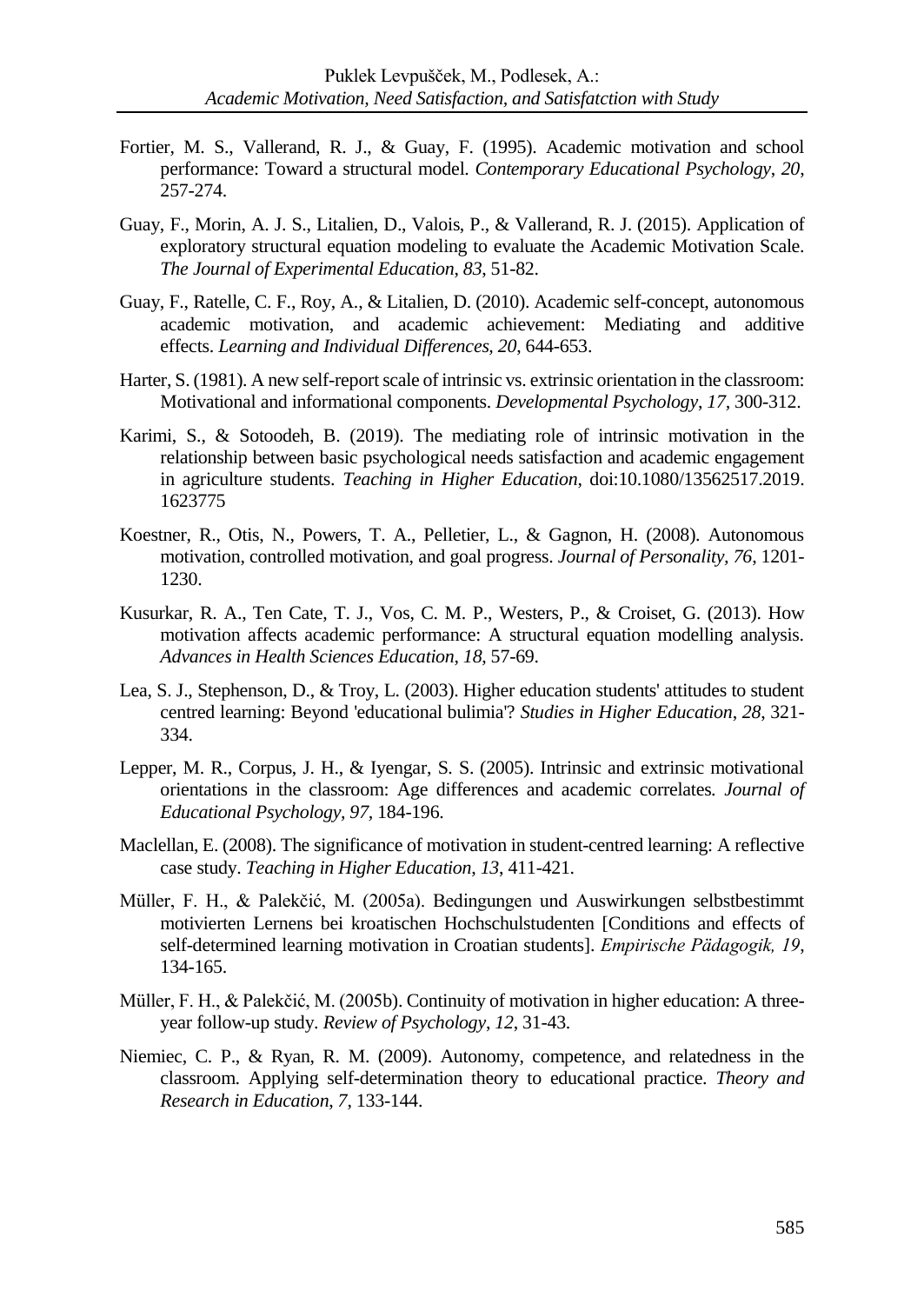Fortier, M. S., Vallerand, R. J., & Guay, F. (1995). Academic motivation and school performance: Toward a structural model. *Contemporary Educational Psychology*, *20*, 257-274.

Guay, F., Morin, A. J. S., Litalien, D., Valois, P., & Vallerand, R. J. (2015). Application of exploratory structural equation modeling to evaluate the Academic Motivation Scale. *The Journal of Experimental Education*, *83*, 51-82.

Guay, F., Ratelle, C. F., Roy, A., & Litalien, D. (2010). Academic self-concept, autonomous academic motivation, and academic achievement: Mediating and additive effects. *Learning and Individual Differences*, *20*, 644-653.

Harter, S. (1981). A new self-report scale of intrinsic vs. extrinsic orientation in the classroom: Motivational and informational components. *Developmental Psychology*, *17*, 300-312.

Karimi, S., & Sotoodeh, B. (2019). The mediating role of intrinsic motivation in the relationship between basic psychological needs satisfaction and academic engagement in agriculture students. *Teaching in Higher Education*, doi:10.1080/13562517.2019.1623775

Koestner, R., Otis, N., Powers, T. A., Pelletier, L., & Gagnon, H. (2008). Autonomous motivation, controlled motivation, and goal progress. *Journal of Personality*, *76*, 1201-1230.

Kusurkar, R. A., Ten Cate, T. J., Vos, C. M. P., Westers, P., & Croiset, G. (2013). How motivation affects academic performance: A structural equation modelling analysis. *Advances in Health Sciences Education*, *18*, 57-69.

Lea, S. J., Stephenson, D., & Troy, L. (2003). Higher education students' attitudes to student centred learning: Beyond 'educational bulimia'? *Studies in Higher Education*, *28*, 321-334.

Lepper, M. R., Corpus, J. H., & Iyengar, S. S. (2005). Intrinsic and extrinsic motivational orientations in the classroom: Age differences and academic correlates. *Journal of Educational Psychology*, *97*, 184-196.

Maclellan, E. (2008). The significance of motivation in student-centred learning: A reflective case study. *Teaching in Higher Education*, *13*, 411-421.

Müller, F. H., & Palekčić, M. (2005a). Bedingungen und Auswirkungen selbstbestimmt motivierten Lernens bei kroatischen Hochschulstudenten [Conditions and effects of self-determined learning motivation in Croatian students]. *Empirische Pädagogik, 19*, 134-165.

Müller, F. H., & Palekčić, M. (2005b). Continuity of motivation in higher education: A three-year follow-up study. *Review of Psychology*, *12*, 31-43.

Niemiec, C. P., & Ryan, R. M. (2009). Autonomy, competence, and relatedness in the classroom. Applying self-determination theory to educational practice. *Theory and Research in Education*, *7*, 133-144.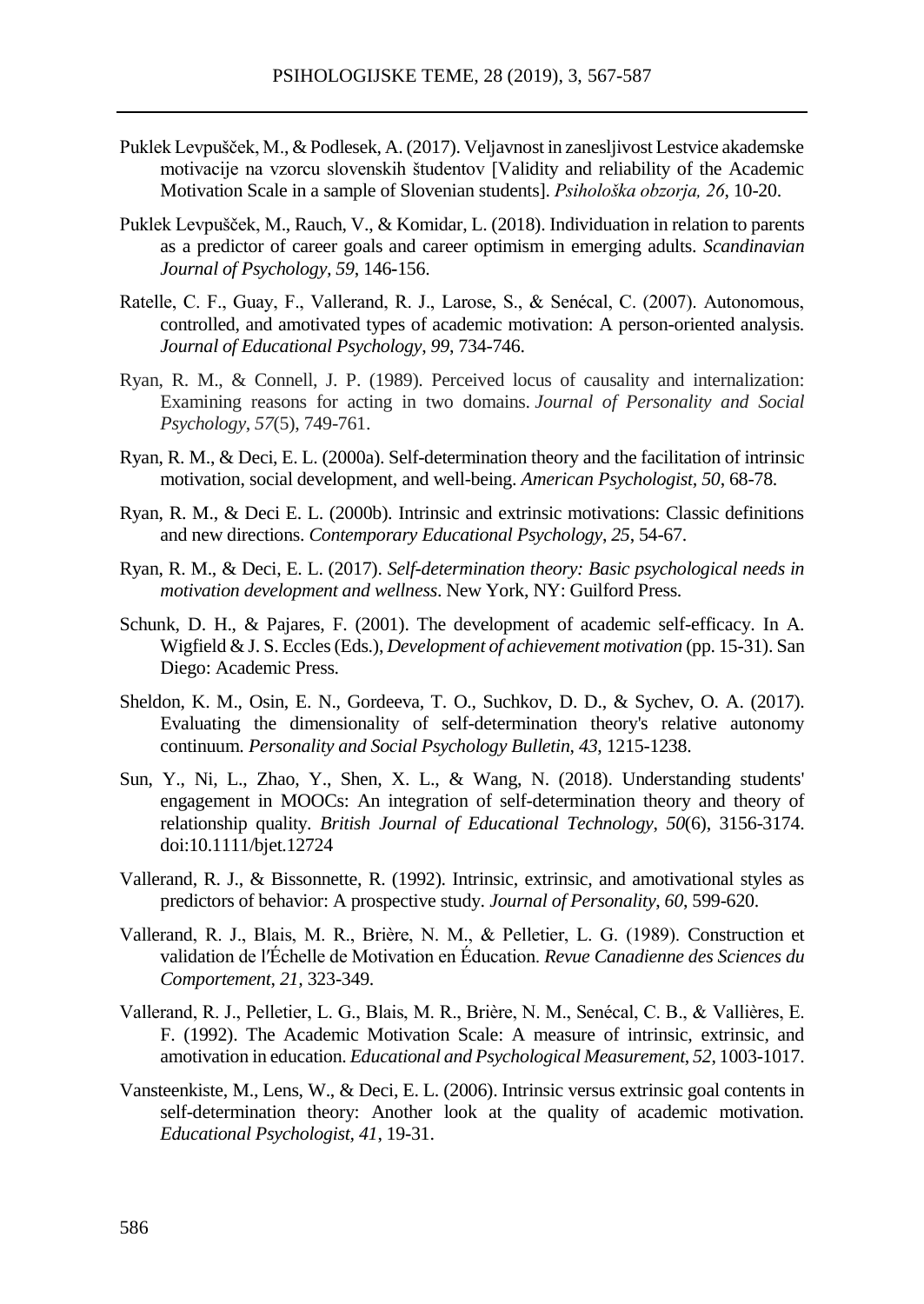Puklek Levpušček, M., & Podlesek, A. (2017). Veljavnost in zanesljivost Lestvice akademske motivacije na vzorcu slovenskih študentov [Validity and reliability of the Academic Motivation Scale in a sample of Slovenian students]. *Psihološka obzorja, 26*, 10-20.

Puklek Levpušček, M., Rauch, V., & Komidar, L. (2018). Individuation in relation to parents as a predictor of career goals and career optimism in emerging adults. *Scandinavian Journal of Psychology, 59*, 146-156.

Ratelle, C. F., Guay, F., Vallerand, R. J., Larose, S., & Senécal, C. (2007). Autonomous, controlled, and amotivated types of academic motivation: A person-oriented analysis. *Journal of Educational Psychology, 99*, 734-746.

Ryan, R. M., & Connell, J. P. (1989). Perceived locus of causality and internalization: Examining reasons for acting in two domains. *Journal of Personality and Social Psychology*, *57*(5), 749-761.

Ryan, R. M., & Deci, E. L. (2000a). Self-determination theory and the facilitation of intrinsic motivation, social development, and well-being. *American Psychologist, 50*, 68-78.

Ryan, R. M., & Deci E. L. (2000b). Intrinsic and extrinsic motivations: Classic definitions and new directions. *Contemporary Educational Psychology*, *25*, 54-67.

Ryan, R. M., & Deci, E. L. (2017). *Self-determination theory: Basic psychological needs in motivation development and wellness*. New York, NY: Guilford Press.

Schunk, D. H., & Pajares, F. (2001). The development of academic self-efficacy. In A. Wigfield & J. S. Eccles (Eds.), *Development of achievement motivation* (pp. 15-31). San Diego: Academic Press.

Sheldon, K. M., Osin, E. N., Gordeeva, T. O., Suchkov, D. D., & Sychev, O. A. (2017). Evaluating the dimensionality of self-determination theory's relative autonomy continuum. *Personality and Social Psychology Bulletin, 43*, 1215-1238.

Sun, Y., Ni, L., Zhao, Y., Shen, X. L., & Wang, N. (2018). Understanding students' engagement in MOOCs: An integration of self-determination theory and theory of relationship quality. *British Journal of Educational Technology*, *50*(6), 3156-3174. doi:10.1111/bjet.12724

Vallerand, R. J., & Bissonnette, R. (1992). Intrinsic, extrinsic, and amotivational styles as predictors of behavior: A prospective study. *Journal of Personality, 60*, 599-620.

Vallerand, R. J., Blais, M. R., Brière, N. M., & Pelletier, L. G. (1989). Construction et validation de l'Échelle de Motivation en Éducation. *Revue Canadienne des Sciences du Comportement*, *21,* 323-349.

Vallerand, R. J., Pelletier, L. G., Blais, M. R., Brière, N. M., Senécal, C. B., & Vallières, E. F. (1992). The Academic Motivation Scale: A measure of intrinsic, extrinsic, and amotivation in education. *Educational and Psychological Measurement*, *52,* 1003-1017.

Vansteenkiste, M., Lens, W., & Deci, E. L. (2006). Intrinsic versus extrinsic goal contents in self-determination theory: Another look at the quality of academic motivation. *Educational Psychologist, 41*, 19-31.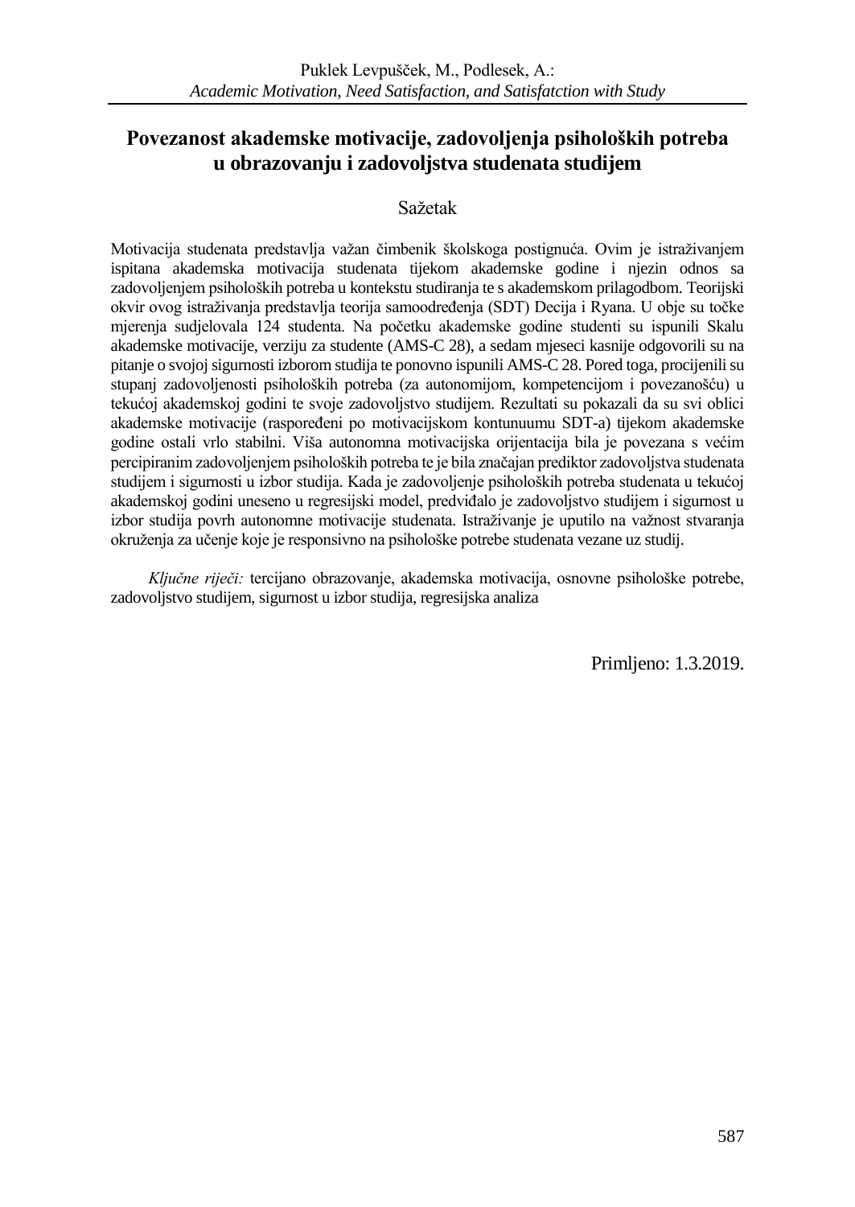# Povezanost akademske motivacije, zadovoljenja psiholoških potreba u obrazovanju i zadovoljstva studenata studijem

## Sažetak

Motivacija studenata predstavlja važan čimbenik školskoga postignuća. Ovim je istraživanjem ispitana akademska motivacija studenata tijekom akademske godine i njezin odnos sa zadovoljenjem psiholoških potreba u kontekstu studiranja te s akademskom prilagodbom. Teorijski okvir ovog istraživanja predstavlja teorija samoodređenja (SDT) Decija i Ryana. U obje su točke mjerenja sudjelovala 124 studenta. Na početku akademske godine studenti su ispunili Skalu akademske motivacije, verziju za studente (AMS-C 28), a sedam mjeseci kasnije odgovorili su na pitanje o svojoj sigurnosti izborom studija te ponovno ispunili AMS-C 28. Pored toga, procijenili su stupanj zadovoljenosti psiholoških potreba (za autonomijom, kompetencijom i povezanošću) u tekućoj akademskoj godini te svoje zadovoljstvo studijem. Rezultati su pokazali da su svi oblici akademske motivacije (raspoređeni po motivacijskom kontunuumu SDT-a) tijekom akademske godine ostali vrlo stabilni. Viša autonomna motivacijska orijentacija bila je povezana s većim percipiranim zadovoljenjem psiholoških potreba te je bila značajan prediktor zadovoljstva studenata studijem i sigurnosti u izbor studija. Kada je zadovoljenje psiholoških potreba studenata u tekućoj akademskoj godini uneseno u regresijski model, predviđalo je zadovoljstvo studijem i sigurnost u izbor studija povrh autonomne motivacije studenata. Istraživanje je uputilo na važnost stvaranja okruženja za učenje koje je responsivno na psihološke potrebe studenata vezane uz studij.

*Ključne riječi:* tercijano obrazovanje, akademska motivacija, osnovne psihološke potrebe, zadovoljstvo studijem, sigurnost u izbor studija, regresijska analiza

Primljeno: 1.3.2019.